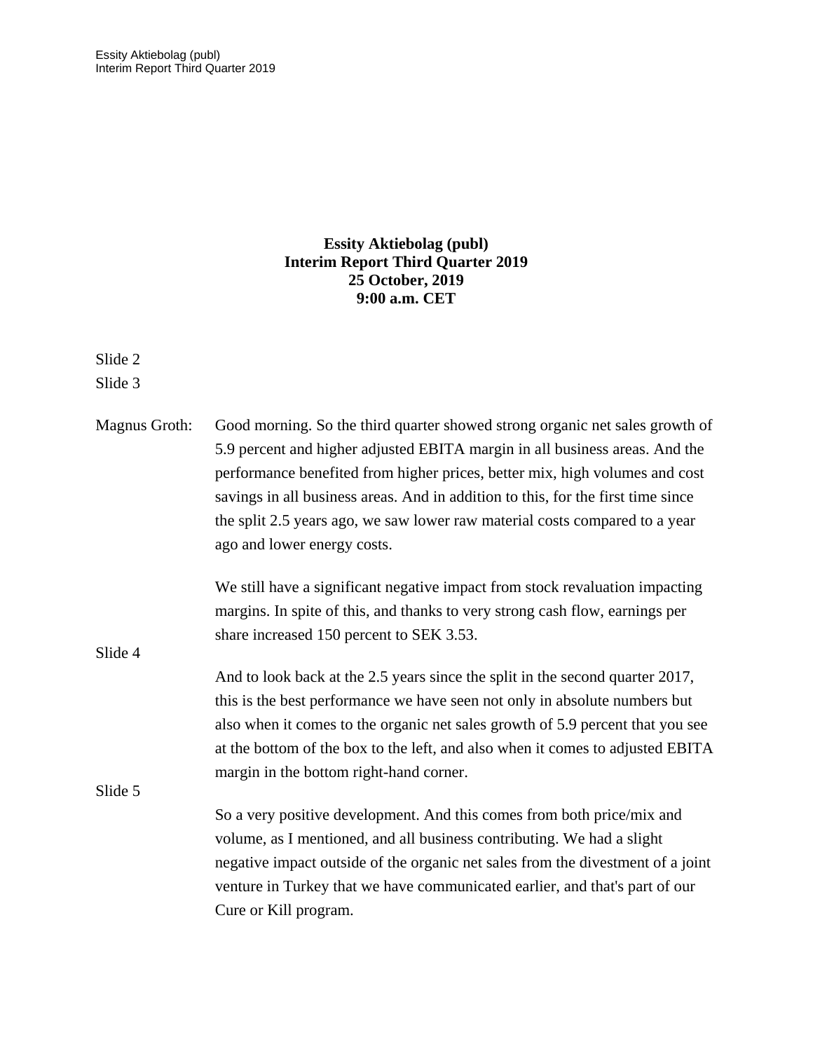**Essity Aktiebolag (publ)**
**Interim Report Third Quarter 2019**
**25 October, 2019**
**9:00 a.m. CET**

Slide 2

Slide 3

Magnus Groth: Good morning. So the third quarter showed strong organic net sales growth of 5.9 percent and higher adjusted EBITA margin in all business areas. And the performance benefited from higher prices, better mix, high volumes and cost savings in all business areas. And in addition to this, for the first time since the split 2.5 years ago, we saw lower raw material costs compared to a year ago and lower energy costs.

We still have a significant negative impact from stock revaluation impacting margins. In spite of this, and thanks to very strong cash flow, earnings per share increased 150 percent to SEK 3.53.

Slide 4

And to look back at the 2.5 years since the split in the second quarter 2017, this is the best performance we have seen not only in absolute numbers but also when it comes to the organic net sales growth of 5.9 percent that you see at the bottom of the box to the left, and also when it comes to adjusted EBITA margin in the bottom right-hand corner.

Slide 5

So a very positive development. And this comes from both price/mix and volume, as I mentioned, and all business contributing. We had a slight negative impact outside of the organic net sales from the divestment of a joint venture in Turkey that we have communicated earlier, and that's part of our Cure or Kill program.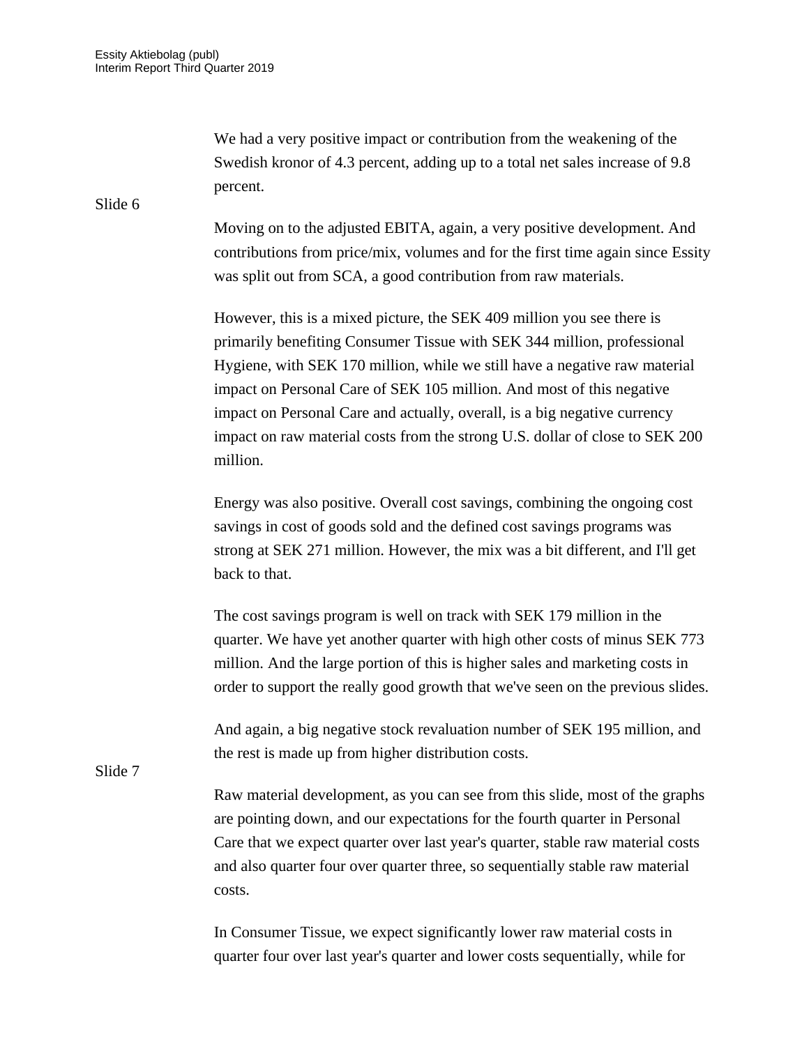We had a very positive impact or contribution from the weakening of the Swedish kronor of 4.3 percent, adding up to a total net sales increase of 9.8 percent.

Slide 6

Moving on to the adjusted EBITA, again, a very positive development. And contributions from price/mix, volumes and for the first time again since Essity was split out from SCA, a good contribution from raw materials.

However, this is a mixed picture, the SEK 409 million you see there is primarily benefiting Consumer Tissue with SEK 344 million, professional Hygiene, with SEK 170 million, while we still have a negative raw material impact on Personal Care of SEK 105 million. And most of this negative impact on Personal Care and actually, overall, is a big negative currency impact on raw material costs from the strong U.S. dollar of close to SEK 200 million.

Energy was also positive. Overall cost savings, combining the ongoing cost savings in cost of goods sold and the defined cost savings programs was strong at SEK 271 million. However, the mix was a bit different, and I'll get back to that.

The cost savings program is well on track with SEK 179 million in the quarter. We have yet another quarter with high other costs of minus SEK 773 million. And the large portion of this is higher sales and marketing costs in order to support the really good growth that we've seen on the previous slides.

And again, a big negative stock revaluation number of SEK 195 million, and the rest is made up from higher distribution costs.

Slide 7

Raw material development, as you can see from this slide, most of the graphs are pointing down, and our expectations for the fourth quarter in Personal Care that we expect quarter over last year's quarter, stable raw material costs and also quarter four over quarter three, so sequentially stable raw material costs.

In Consumer Tissue, we expect significantly lower raw material costs in quarter four over last year's quarter and lower costs sequentially, while for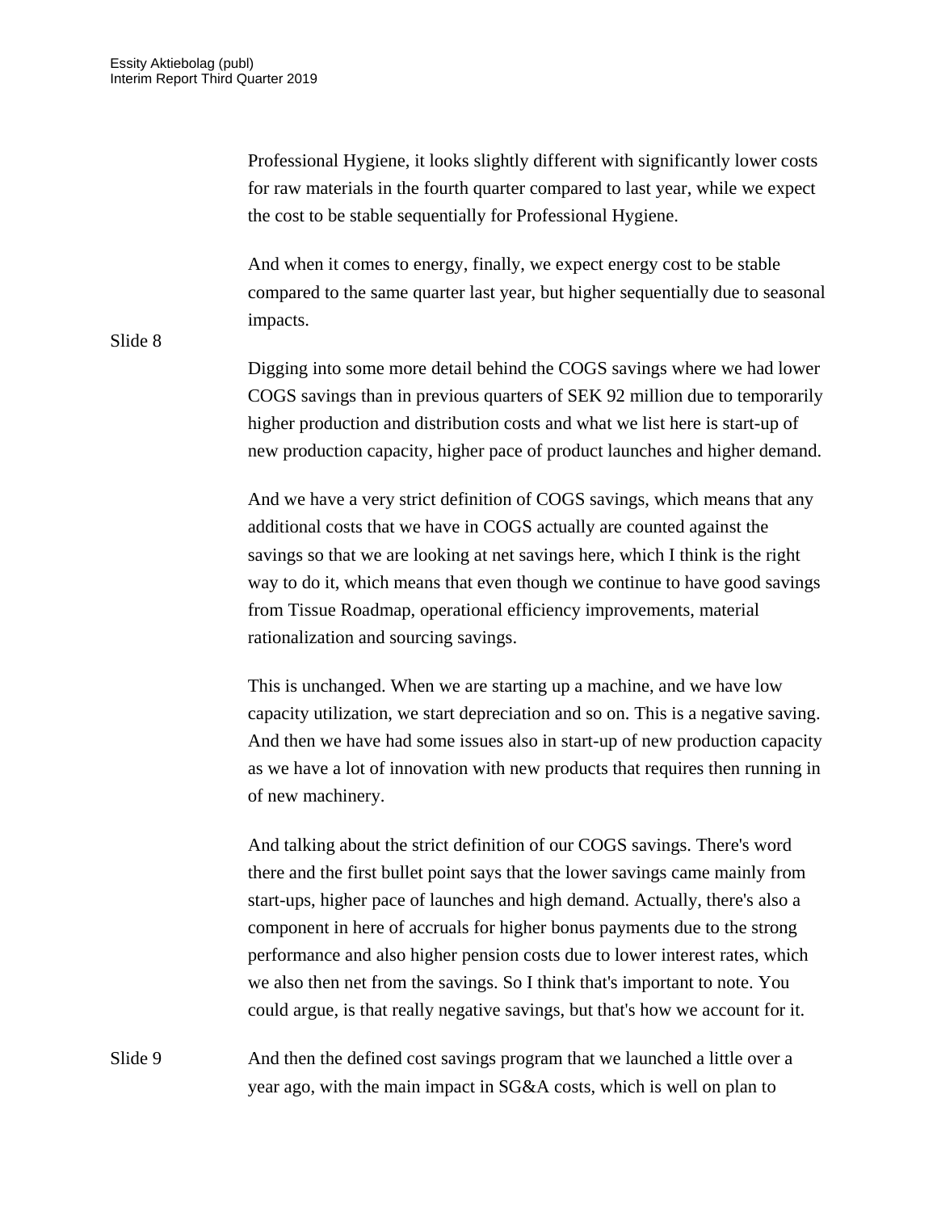Professional Hygiene, it looks slightly different with significantly lower costs for raw materials in the fourth quarter compared to last year, while we expect the cost to be stable sequentially for Professional Hygiene.

And when it comes to energy, finally, we expect energy cost to be stable compared to the same quarter last year, but higher sequentially due to seasonal impacts.

Slide 8

Digging into some more detail behind the COGS savings where we had lower COGS savings than in previous quarters of SEK 92 million due to temporarily higher production and distribution costs and what we list here is start-up of new production capacity, higher pace of product launches and higher demand.

And we have a very strict definition of COGS savings, which means that any additional costs that we have in COGS actually are counted against the savings so that we are looking at net savings here, which I think is the right way to do it, which means that even though we continue to have good savings from Tissue Roadmap, operational efficiency improvements, material rationalization and sourcing savings.

This is unchanged. When we are starting up a machine, and we have low capacity utilization, we start depreciation and so on. This is a negative saving. And then we have had some issues also in start-up of new production capacity as we have a lot of innovation with new products that requires then running in of new machinery.

And talking about the strict definition of our COGS savings. There's word there and the first bullet point says that the lower savings came mainly from start-ups, higher pace of launches and high demand. Actually, there's also a component in here of accruals for higher bonus payments due to the strong performance and also higher pension costs due to lower interest rates, which we also then net from the savings. So I think that's important to note. You could argue, is that really negative savings, but that's how we account for it.

Slide 9

And then the defined cost savings program that we launched a little over a year ago, with the main impact in SG&A costs, which is well on plan to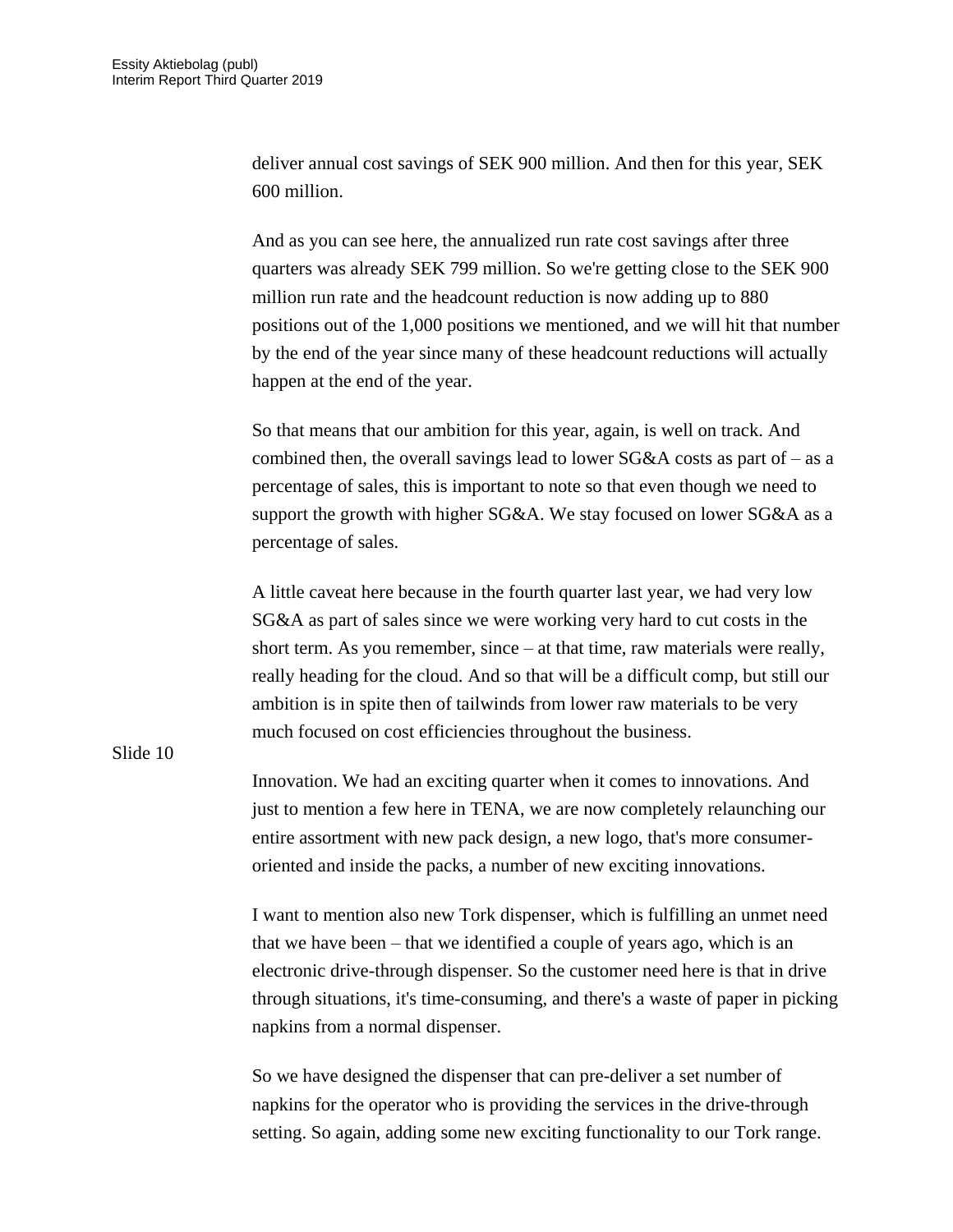deliver annual cost savings of SEK 900 million. And then for this year, SEK 600 million.

And as you can see here, the annualized run rate cost savings after three quarters was already SEK 799 million. So we're getting close to the SEK 900 million run rate and the headcount reduction is now adding up to 880 positions out of the 1,000 positions we mentioned, and we will hit that number by the end of the year since many of these headcount reductions will actually happen at the end of the year.

So that means that our ambition for this year, again, is well on track. And combined then, the overall savings lead to lower SG&A costs as part of – as a percentage of sales, this is important to note so that even though we need to support the growth with higher SG&A. We stay focused on lower SG&A as a percentage of sales.

A little caveat here because in the fourth quarter last year, we had very low SG&A as part of sales since we were working very hard to cut costs in the short term. As you remember, since – at that time, raw materials were really, really heading for the cloud. And so that will be a difficult comp, but still our ambition is in spite then of tailwinds from lower raw materials to be very much focused on cost efficiencies throughout the business.

Slide 10

Innovation. We had an exciting quarter when it comes to innovations. And just to mention a few here in TENA, we are now completely relaunching our entire assortment with new pack design, a new logo, that's more consumer-oriented and inside the packs, a number of new exciting innovations.

I want to mention also new Tork dispenser, which is fulfilling an unmet need that we have been – that we identified a couple of years ago, which is an electronic drive-through dispenser. So the customer need here is that in drive through situations, it's time-consuming, and there's a waste of paper in picking napkins from a normal dispenser.

So we have designed the dispenser that can pre-deliver a set number of napkins for the operator who is providing the services in the drive-through setting. So again, adding some new exciting functionality to our Tork range.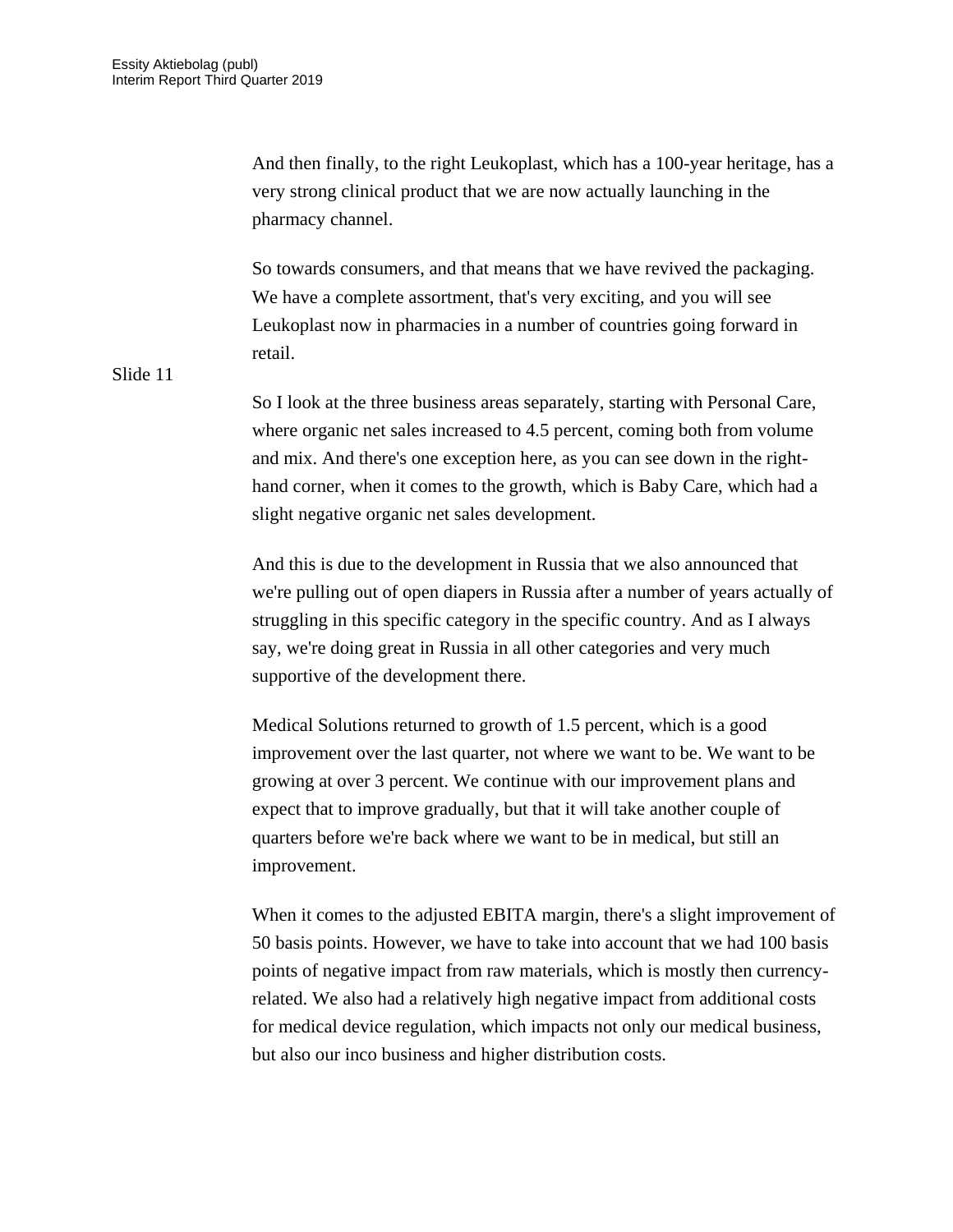And then finally, to the right Leukoplast, which has a 100-year heritage, has a very strong clinical product that we are now actually launching in the pharmacy channel.

So towards consumers, and that means that we have revived the packaging. We have a complete assortment, that's very exciting, and you will see Leukoplast now in pharmacies in a number of countries going forward in retail.

Slide 11

So I look at the three business areas separately, starting with Personal Care, where organic net sales increased to 4.5 percent, coming both from volume and mix. And there's one exception here, as you can see down in the right-hand corner, when it comes to the growth, which is Baby Care, which had a slight negative organic net sales development.

And this is due to the development in Russia that we also announced that we're pulling out of open diapers in Russia after a number of years actually of struggling in this specific category in the specific country. And as I always say, we're doing great in Russia in all other categories and very much supportive of the development there.

Medical Solutions returned to growth of 1.5 percent, which is a good improvement over the last quarter, not where we want to be. We want to be growing at over 3 percent. We continue with our improvement plans and expect that to improve gradually, but that it will take another couple of quarters before we're back where we want to be in medical, but still an improvement.

When it comes to the adjusted EBITA margin, there's a slight improvement of 50 basis points. However, we have to take into account that we had 100 basis points of negative impact from raw materials, which is mostly then currency-related. We also had a relatively high negative impact from additional costs for medical device regulation, which impacts not only our medical business, but also our inco business and higher distribution costs.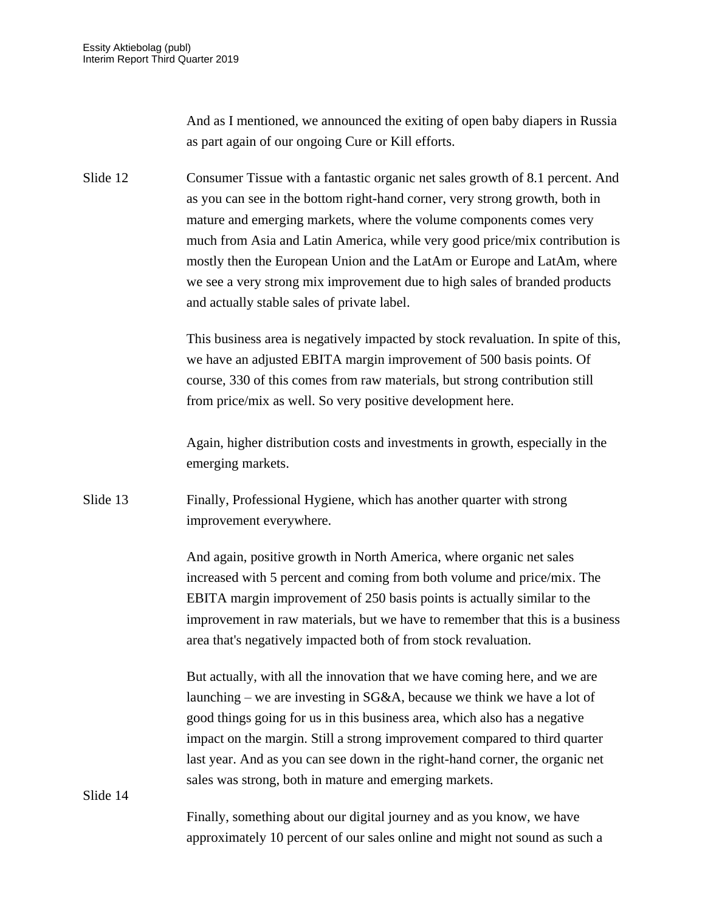And as I mentioned, we announced the exiting of open baby diapers in Russia as part again of our ongoing Cure or Kill efforts.

Slide 12

Consumer Tissue with a fantastic organic net sales growth of 8.1 percent. And as you can see in the bottom right-hand corner, very strong growth, both in mature and emerging markets, where the volume components comes very much from Asia and Latin America, while very good price/mix contribution is mostly then the European Union and the LatAm or Europe and LatAm, where we see a very strong mix improvement due to high sales of branded products and actually stable sales of private label.

This business area is negatively impacted by stock revaluation. In spite of this, we have an adjusted EBITA margin improvement of 500 basis points. Of course, 330 of this comes from raw materials, but strong contribution still from price/mix as well. So very positive development here.

Again, higher distribution costs and investments in growth, especially in the emerging markets.

Slide 13

Finally, Professional Hygiene, which has another quarter with strong improvement everywhere.

And again, positive growth in North America, where organic net sales increased with 5 percent and coming from both volume and price/mix. The EBITA margin improvement of 250 basis points is actually similar to the improvement in raw materials, but we have to remember that this is a business area that's negatively impacted both of from stock revaluation.

But actually, with all the innovation that we have coming here, and we are launching – we are investing in SG&A, because we think we have a lot of good things going for us in this business area, which also has a negative impact on the margin. Still a strong improvement compared to third quarter last year. And as you can see down in the right-hand corner, the organic net sales was strong, both in mature and emerging markets.

Slide 14

Finally, something about our digital journey and as you know, we have approximately 10 percent of our sales online and might not sound as such a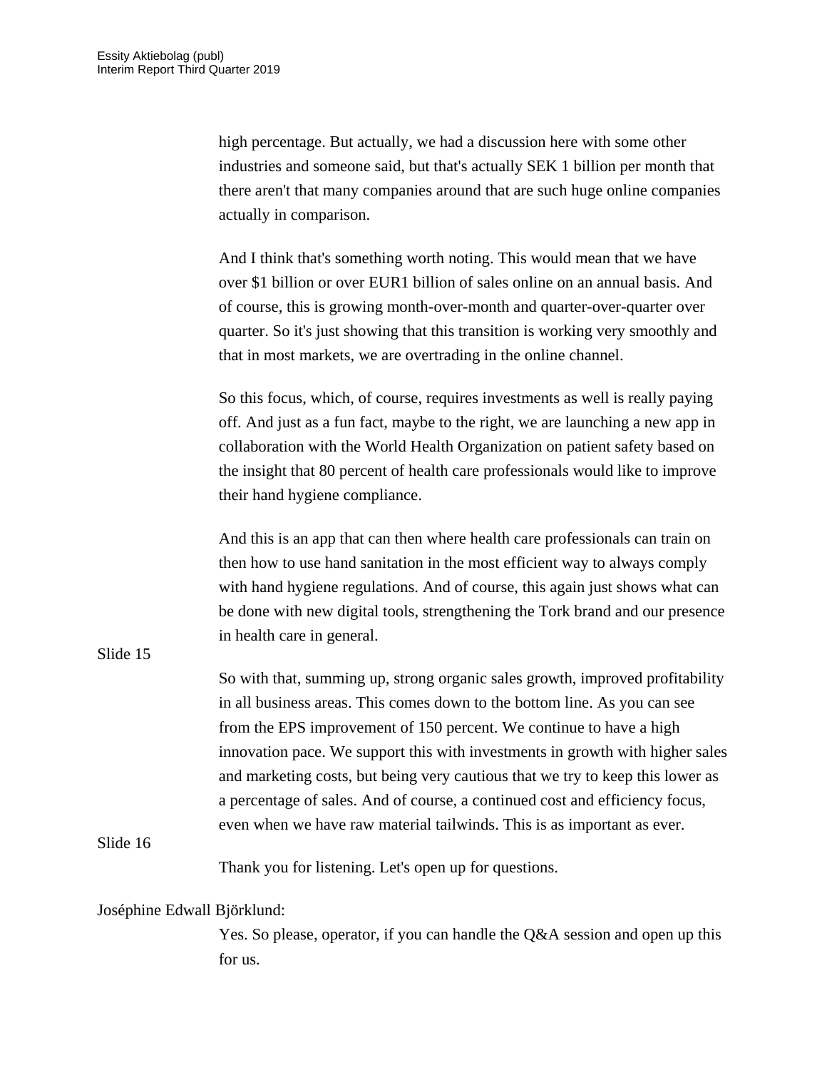high percentage. But actually, we had a discussion here with some other industries and someone said, but that's actually SEK 1 billion per month that there aren't that many companies around that are such huge online companies actually in comparison.

And I think that's something worth noting. This would mean that we have over $1 billion or over EUR1 billion of sales online on an annual basis. And of course, this is growing month-over-month and quarter-over-quarter over quarter. So it's just showing that this transition is working very smoothly and that in most markets, we are overtrading in the online channel.

So this focus, which, of course, requires investments as well is really paying off. And just as a fun fact, maybe to the right, we are launching a new app in collaboration with the World Health Organization on patient safety based on the insight that 80 percent of health care professionals would like to improve their hand hygiene compliance.

And this is an app that can then where health care professionals can train on then how to use hand sanitation in the most efficient way to always comply with hand hygiene regulations. And of course, this again just shows what can be done with new digital tools, strengthening the Tork brand and our presence in health care in general.

Slide 15

So with that, summing up, strong organic sales growth, improved profitability in all business areas. This comes down to the bottom line. As you can see from the EPS improvement of 150 percent. We continue to have a high innovation pace. We support this with investments in growth with higher sales and marketing costs, but being very cautious that we try to keep this lower as a percentage of sales. And of course, a continued cost and efficiency focus, even when we have raw material tailwinds. This is as important as ever.

Slide 16

Thank you for listening. Let's open up for questions.

Joséphine Edwall Björklund:

Yes. So please, operator, if you can handle the Q&A session and open up this for us.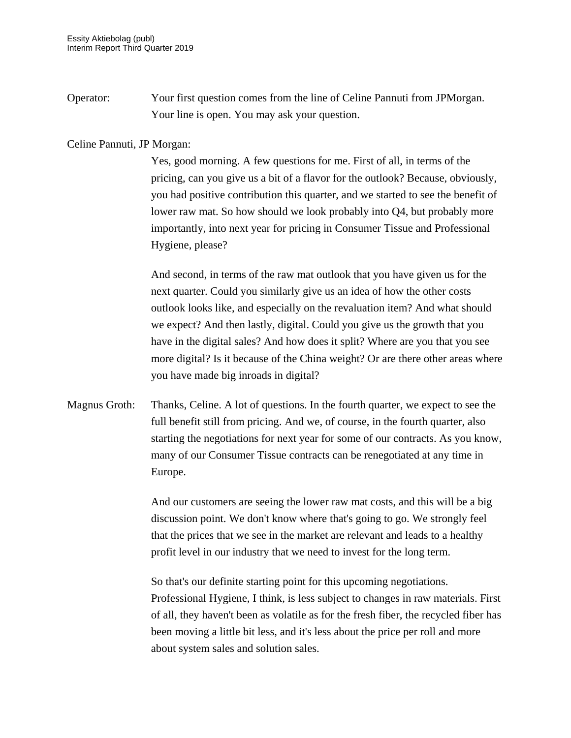Operator: Your first question comes from the line of Celine Pannuti from JPMorgan. Your line is open. You may ask your question.

Celine Pannuti, JP Morgan:

Yes, good morning. A few questions for me. First of all, in terms of the pricing, can you give us a bit of a flavor for the outlook? Because, obviously, you had positive contribution this quarter, and we started to see the benefit of lower raw mat. So how should we look probably into Q4, but probably more importantly, into next year for pricing in Consumer Tissue and Professional Hygiene, please?

And second, in terms of the raw mat outlook that you have given us for the next quarter. Could you similarly give us an idea of how the other costs outlook looks like, and especially on the revaluation item? And what should we expect? And then lastly, digital. Could you give us the growth that you have in the digital sales? And how does it split? Where are you that you see more digital? Is it because of the China weight? Or are there other areas where you have made big inroads in digital?

Magnus Groth: Thanks, Celine. A lot of questions. In the fourth quarter, we expect to see the full benefit still from pricing. And we, of course, in the fourth quarter, also starting the negotiations for next year for some of our contracts. As you know, many of our Consumer Tissue contracts can be renegotiated at any time in Europe.

And our customers are seeing the lower raw mat costs, and this will be a big discussion point. We don't know where that's going to go. We strongly feel that the prices that we see in the market are relevant and leads to a healthy profit level in our industry that we need to invest for the long term.

So that's our definite starting point for this upcoming negotiations. Professional Hygiene, I think, is less subject to changes in raw materials. First of all, they haven't been as volatile as for the fresh fiber, the recycled fiber has been moving a little bit less, and it's less about the price per roll and more about system sales and solution sales.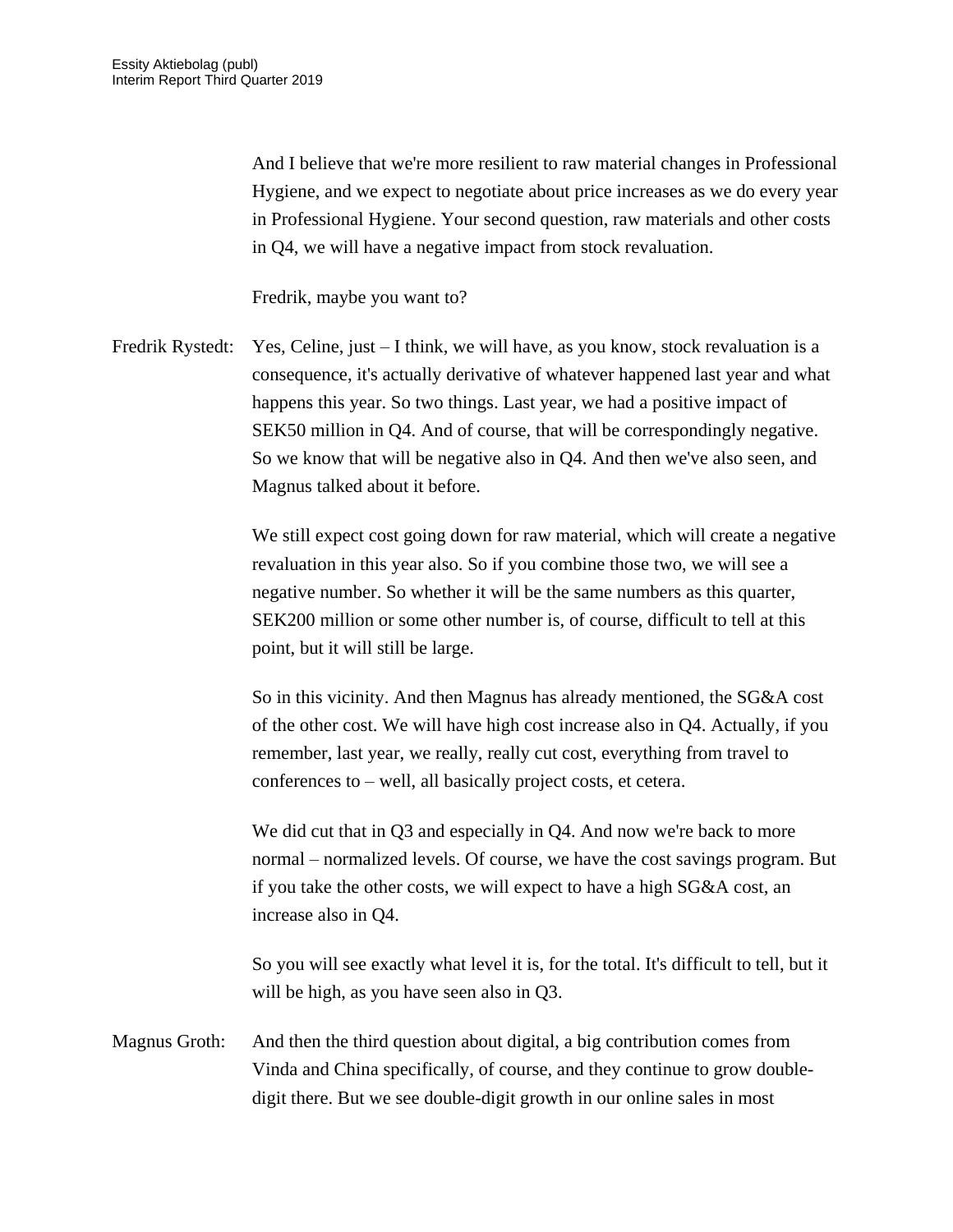And I believe that we're more resilient to raw material changes in Professional Hygiene, and we expect to negotiate about price increases as we do every year in Professional Hygiene. Your second question, raw materials and other costs in Q4, we will have a negative impact from stock revaluation.

Fredrik, maybe you want to?

Fredrik Rystedt: Yes, Celine, just – I think, we will have, as you know, stock revaluation is a consequence, it's actually derivative of whatever happened last year and what happens this year. So two things. Last year, we had a positive impact of SEK50 million in Q4. And of course, that will be correspondingly negative. So we know that will be negative also in Q4. And then we've also seen, and Magnus talked about it before.

We still expect cost going down for raw material, which will create a negative revaluation in this year also. So if you combine those two, we will see a negative number. So whether it will be the same numbers as this quarter, SEK200 million or some other number is, of course, difficult to tell at this point, but it will still be large.

So in this vicinity. And then Magnus has already mentioned, the SG&A cost of the other cost. We will have high cost increase also in Q4. Actually, if you remember, last year, we really, really cut cost, everything from travel to conferences to – well, all basically project costs, et cetera.

We did cut that in Q3 and especially in Q4. And now we're back to more normal – normalized levels. Of course, we have the cost savings program. But if you take the other costs, we will expect to have a high SG&A cost, an increase also in Q4.

So you will see exactly what level it is, for the total. It's difficult to tell, but it will be high, as you have seen also in Q3.

Magnus Groth: And then the third question about digital, a big contribution comes from Vinda and China specifically, of course, and they continue to grow double-digit there. But we see double-digit growth in our online sales in most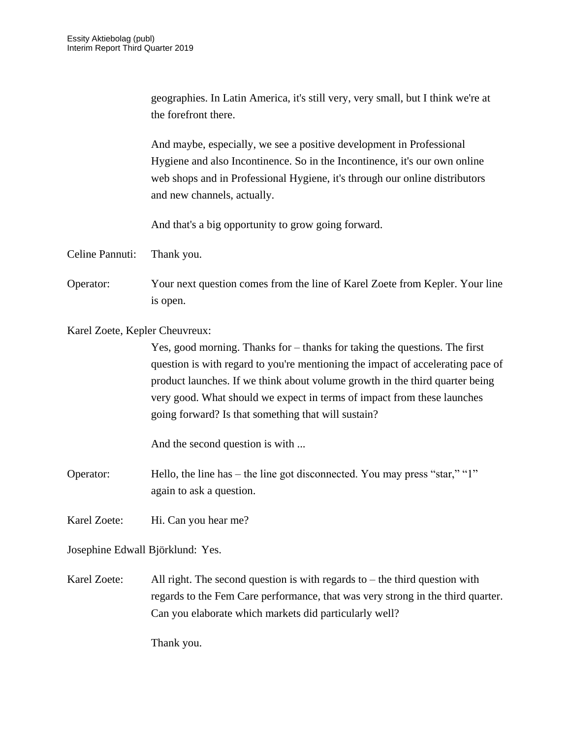geographies. In Latin America, it's still very, very small, but I think we're at the forefront there.

And maybe, especially, we see a positive development in Professional Hygiene and also Incontinence. So in the Incontinence, it's our own online web shops and in Professional Hygiene, it's through our online distributors and new channels, actually.

And that's a big opportunity to grow going forward.

Celine Pannuti: Thank you.

Operator: Your next question comes from the line of Karel Zoete from Kepler. Your line is open.

Karel Zoete, Kepler Cheuvreux:

Yes, good morning. Thanks for – thanks for taking the questions. The first question is with regard to you're mentioning the impact of accelerating pace of product launches. If we think about volume growth in the third quarter being very good. What should we expect in terms of impact from these launches going forward? Is that something that will sustain?

And the second question is with ...

Operator: Hello, the line has – the line got disconnected. You may press "star," "1" again to ask a question.

Karel Zoete: Hi. Can you hear me?

Josephine Edwall Björklund: Yes.

Karel Zoete: All right. The second question is with regards to – the third question with regards to the Fem Care performance, that was very strong in the third quarter. Can you elaborate which markets did particularly well?

Thank you.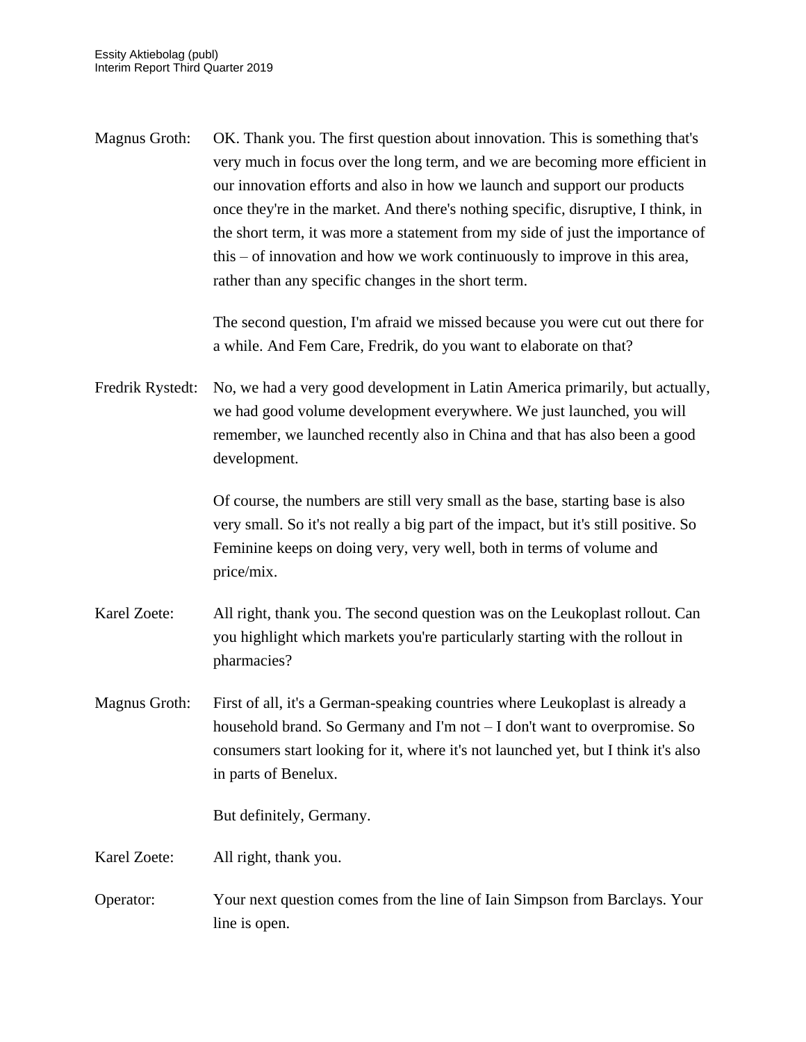Magnus Groth: OK. Thank you. The first question about innovation. This is something that's very much in focus over the long term, and we are becoming more efficient in our innovation efforts and also in how we launch and support our products once they're in the market. And there's nothing specific, disruptive, I think, in the short term, it was more a statement from my side of just the importance of this – of innovation and how we work continuously to improve in this area, rather than any specific changes in the short term.

The second question, I'm afraid we missed because you were cut out there for a while. And Fem Care, Fredrik, do you want to elaborate on that?

Fredrik Rystedt: No, we had a very good development in Latin America primarily, but actually, we had good volume development everywhere. We just launched, you will remember, we launched recently also in China and that has also been a good development.

Of course, the numbers are still very small as the base, starting base is also very small. So it's not really a big part of the impact, but it's still positive. So Feminine keeps on doing very, very well, both in terms of volume and price/mix.

Karel Zoete: All right, thank you. The second question was on the Leukoplast rollout. Can you highlight which markets you're particularly starting with the rollout in pharmacies?

Magnus Groth: First of all, it's a German-speaking countries where Leukoplast is already a household brand. So Germany and I'm not – I don't want to overpromise. So consumers start looking for it, where it's not launched yet, but I think it's also in parts of Benelux.

But definitely, Germany.

Karel Zoete: All right, thank you.

Operator: Your next question comes from the line of Iain Simpson from Barclays. Your line is open.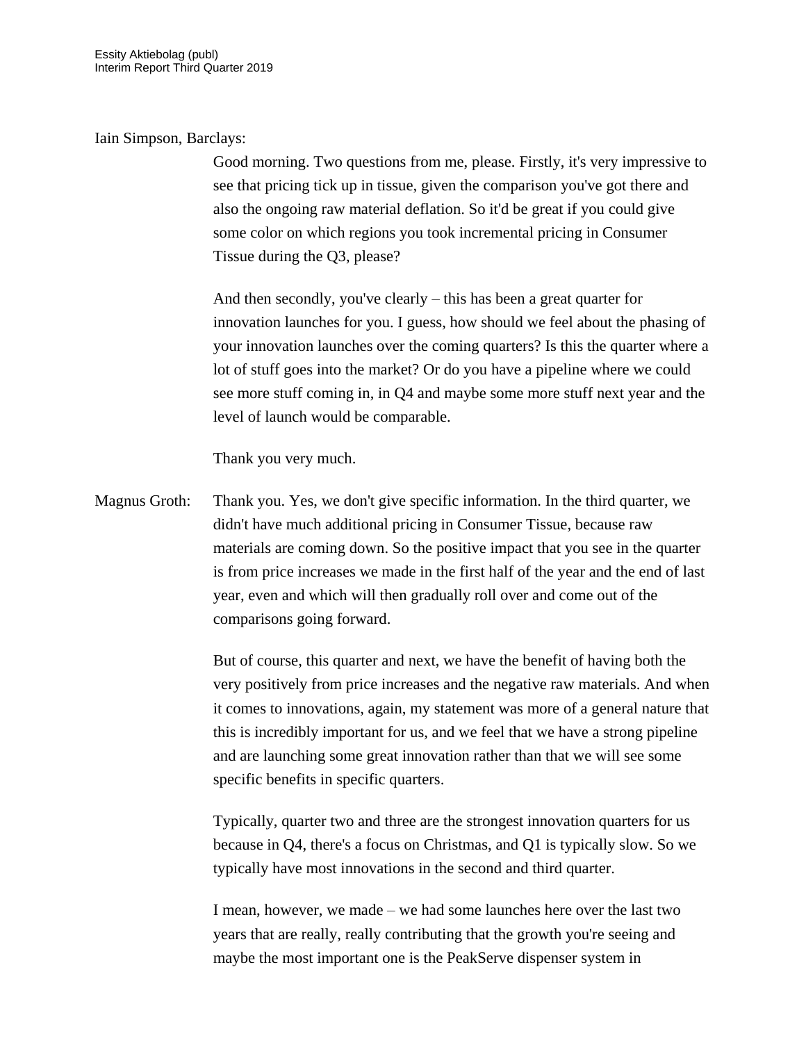Iain Simpson, Barclays:

Good morning. Two questions from me, please. Firstly, it's very impressive to see that pricing tick up in tissue, given the comparison you've got there and also the ongoing raw material deflation. So it'd be great if you could give some color on which regions you took incremental pricing in Consumer Tissue during the Q3, please?

And then secondly, you've clearly – this has been a great quarter for innovation launches for you. I guess, how should we feel about the phasing of your innovation launches over the coming quarters? Is this the quarter where a lot of stuff goes into the market? Or do you have a pipeline where we could see more stuff coming in, in Q4 and maybe some more stuff next year and the level of launch would be comparable.

Thank you very much.

Magnus Groth: Thank you. Yes, we don't give specific information. In the third quarter, we didn't have much additional pricing in Consumer Tissue, because raw materials are coming down. So the positive impact that you see in the quarter is from price increases we made in the first half of the year and the end of last year, even and which will then gradually roll over and come out of the comparisons going forward.

But of course, this quarter and next, we have the benefit of having both the very positively from price increases and the negative raw materials. And when it comes to innovations, again, my statement was more of a general nature that this is incredibly important for us, and we feel that we have a strong pipeline and are launching some great innovation rather than that we will see some specific benefits in specific quarters.

Typically, quarter two and three are the strongest innovation quarters for us because in Q4, there's a focus on Christmas, and Q1 is typically slow. So we typically have most innovations in the second and third quarter.

I mean, however, we made – we had some launches here over the last two years that are really, really contributing that the growth you're seeing and maybe the most important one is the PeakServe dispenser system in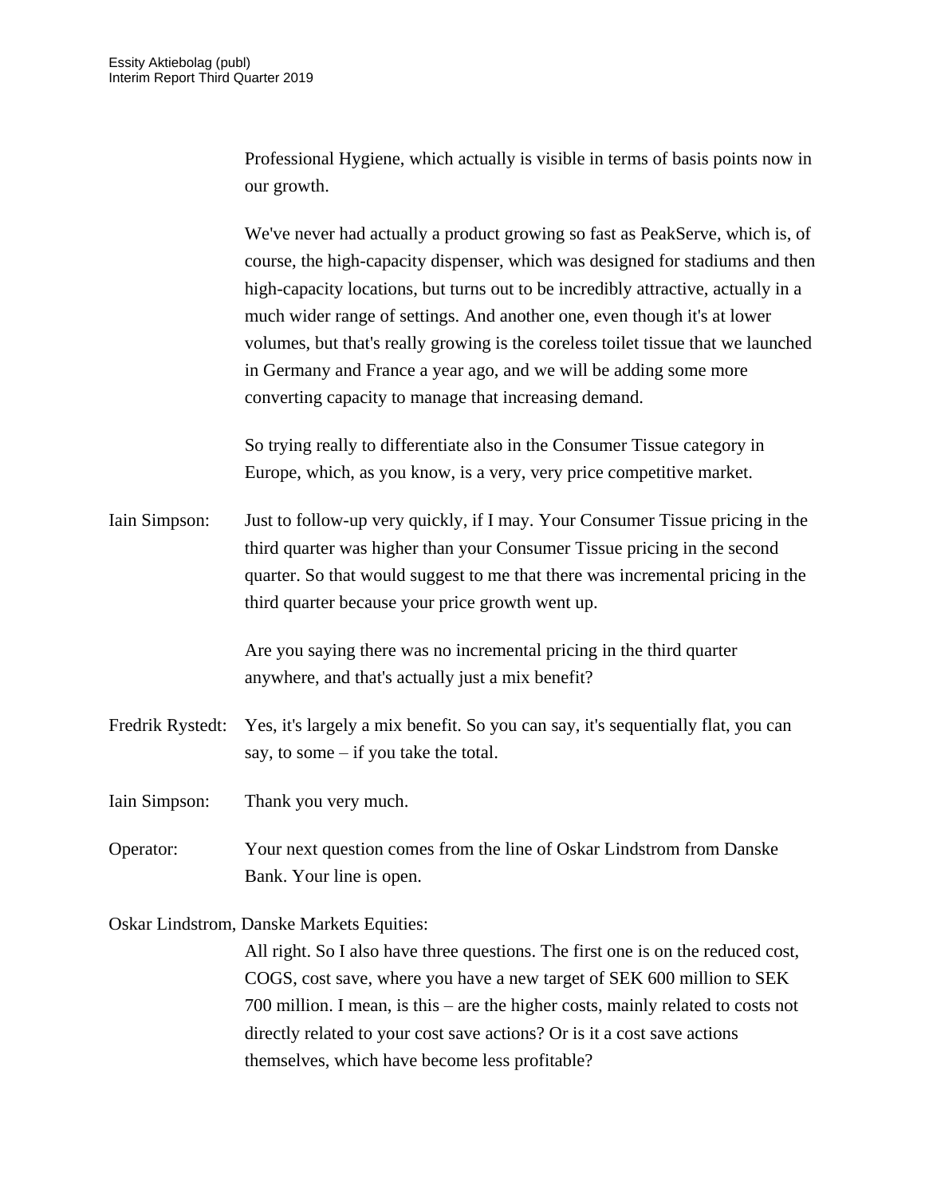Professional Hygiene, which actually is visible in terms of basis points now in our growth.

We've never had actually a product growing so fast as PeakServe, which is, of course, the high-capacity dispenser, which was designed for stadiums and then high-capacity locations, but turns out to be incredibly attractive, actually in a much wider range of settings. And another one, even though it's at lower volumes, but that's really growing is the coreless toilet tissue that we launched in Germany and France a year ago, and we will be adding some more converting capacity to manage that increasing demand.

So trying really to differentiate also in the Consumer Tissue category in Europe, which, as you know, is a very, very price competitive market.

Iain Simpson: Just to follow-up very quickly, if I may. Your Consumer Tissue pricing in the third quarter was higher than your Consumer Tissue pricing in the second quarter. So that would suggest to me that there was incremental pricing in the third quarter because your price growth went up.

Are you saying there was no incremental pricing in the third quarter anywhere, and that's actually just a mix benefit?

Fredrik Rystedt: Yes, it's largely a mix benefit. So you can say, it's sequentially flat, you can say, to some – if you take the total.

Iain Simpson: Thank you very much.

Operator: Your next question comes from the line of Oskar Lindstrom from Danske Bank. Your line is open.

Oskar Lindstrom, Danske Markets Equities:

All right. So I also have three questions. The first one is on the reduced cost, COGS, cost save, where you have a new target of SEK 600 million to SEK 700 million. I mean, is this – are the higher costs, mainly related to costs not directly related to your cost save actions? Or is it a cost save actions themselves, which have become less profitable?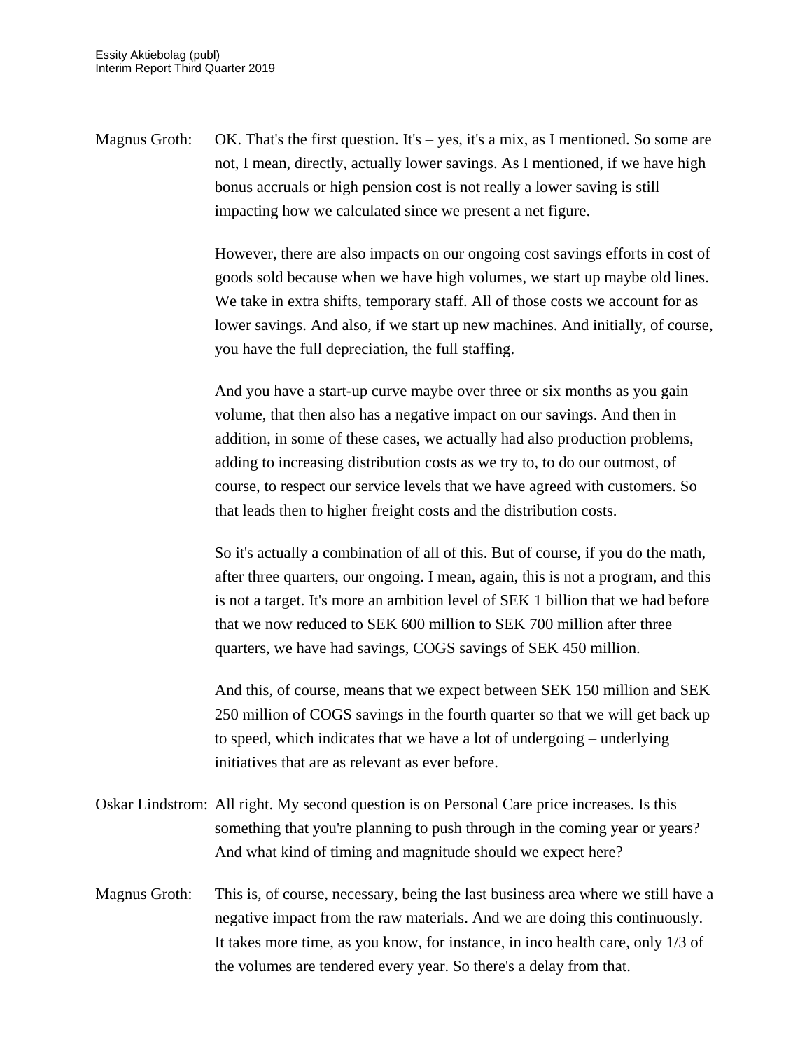Magnus Groth: OK. That's the first question. It's – yes, it's a mix, as I mentioned. So some are not, I mean, directly, actually lower savings. As I mentioned, if we have high bonus accruals or high pension cost is not really a lower saving is still impacting how we calculated since we present a net figure.

However, there are also impacts on our ongoing cost savings efforts in cost of goods sold because when we have high volumes, we start up maybe old lines. We take in extra shifts, temporary staff. All of those costs we account for as lower savings. And also, if we start up new machines. And initially, of course, you have the full depreciation, the full staffing.

And you have a start-up curve maybe over three or six months as you gain volume, that then also has a negative impact on our savings. And then in addition, in some of these cases, we actually had also production problems, adding to increasing distribution costs as we try to, to do our outmost, of course, to respect our service levels that we have agreed with customers. So that leads then to higher freight costs and the distribution costs.

So it's actually a combination of all of this. But of course, if you do the math, after three quarters, our ongoing. I mean, again, this is not a program, and this is not a target. It's more an ambition level of SEK 1 billion that we had before that we now reduced to SEK 600 million to SEK 700 million after three quarters, we have had savings, COGS savings of SEK 450 million.

And this, of course, means that we expect between SEK 150 million and SEK 250 million of COGS savings in the fourth quarter so that we will get back up to speed, which indicates that we have a lot of undergoing – underlying initiatives that are as relevant as ever before.

Oskar Lindstrom: All right. My second question is on Personal Care price increases. Is this something that you're planning to push through in the coming year or years? And what kind of timing and magnitude should we expect here?

Magnus Groth: This is, of course, necessary, being the last business area where we still have a negative impact from the raw materials. And we are doing this continuously. It takes more time, as you know, for instance, in inco health care, only 1/3 of the volumes are tendered every year. So there's a delay from that.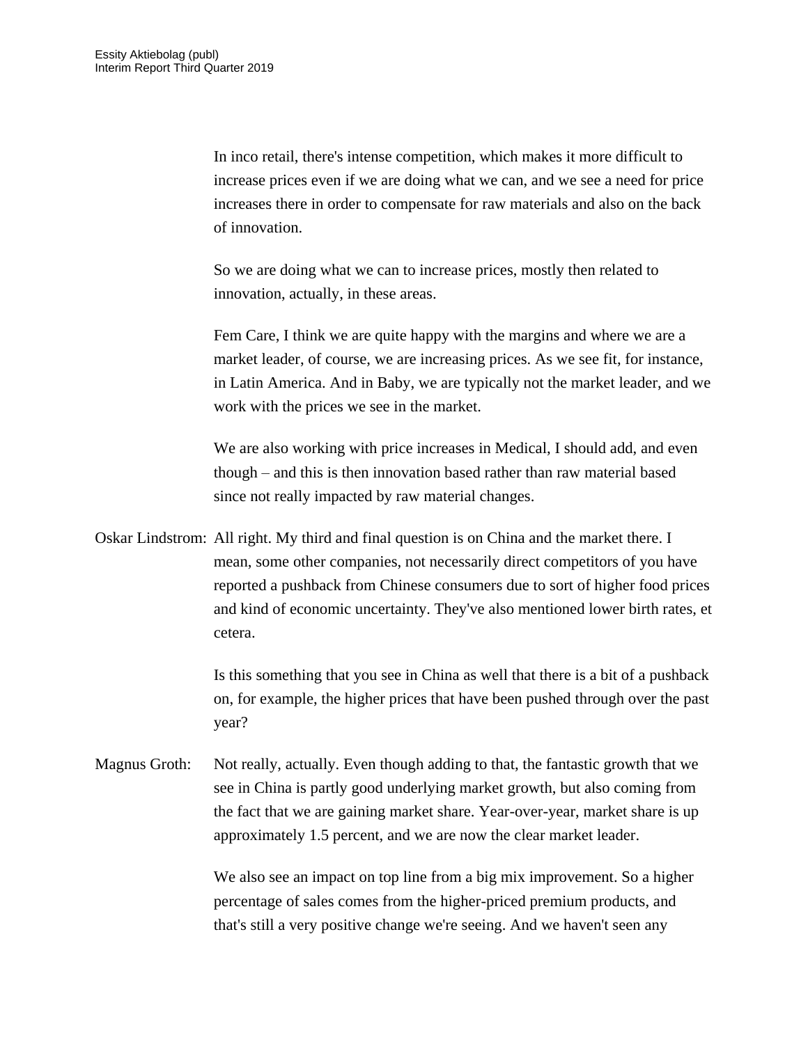In inco retail, there's intense competition, which makes it more difficult to increase prices even if we are doing what we can, and we see a need for price increases there in order to compensate for raw materials and also on the back of innovation.

So we are doing what we can to increase prices, mostly then related to innovation, actually, in these areas.

Fem Care, I think we are quite happy with the margins and where we are a market leader, of course, we are increasing prices. As we see fit, for instance, in Latin America. And in Baby, we are typically not the market leader, and we work with the prices we see in the market.

We are also working with price increases in Medical, I should add, and even though – and this is then innovation based rather than raw material based since not really impacted by raw material changes.

Oskar Lindstrom: All right. My third and final question is on China and the market there. I mean, some other companies, not necessarily direct competitors of you have reported a pushback from Chinese consumers due to sort of higher food prices and kind of economic uncertainty. They've also mentioned lower birth rates, et cetera.

Is this something that you see in China as well that there is a bit of a pushback on, for example, the higher prices that have been pushed through over the past year?

Magnus Groth: Not really, actually. Even though adding to that, the fantastic growth that we see in China is partly good underlying market growth, but also coming from the fact that we are gaining market share. Year-over-year, market share is up approximately 1.5 percent, and we are now the clear market leader.

We also see an impact on top line from a big mix improvement. So a higher percentage of sales comes from the higher-priced premium products, and that's still a very positive change we're seeing. And we haven't seen any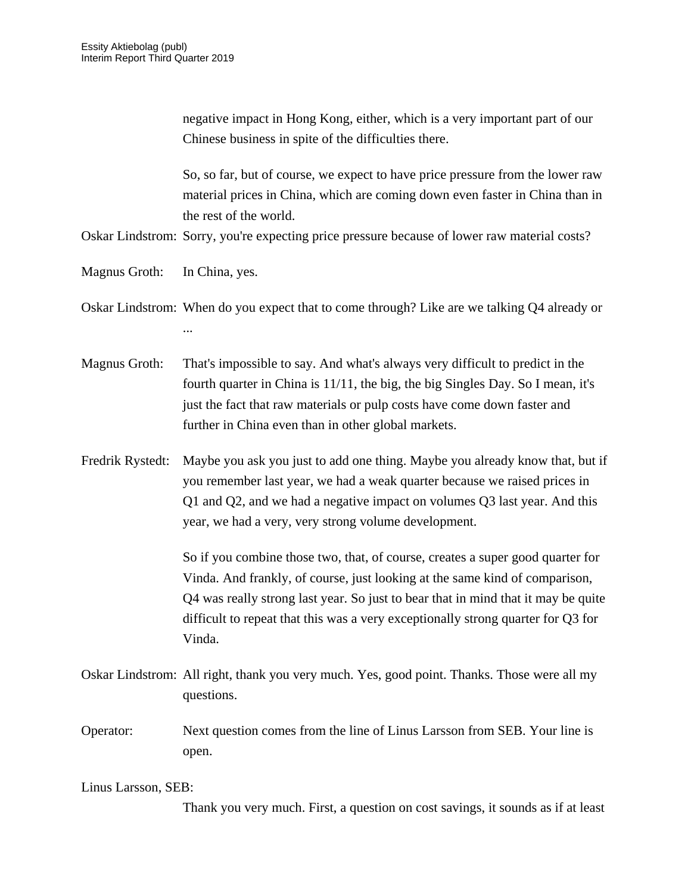negative impact in Hong Kong, either, which is a very important part of our Chinese business in spite of the difficulties there.

So, so far, but of course, we expect to have price pressure from the lower raw material prices in China, which are coming down even faster in China than in the rest of the world.

Oskar Lindstrom: Sorry, you're expecting price pressure because of lower raw material costs?

Magnus Groth: In China, yes.

Oskar Lindstrom: When do you expect that to come through? Like are we talking Q4 already or ...

Magnus Groth: That's impossible to say. And what's always very difficult to predict in the fourth quarter in China is 11/11, the big, the big Singles Day. So I mean, it's just the fact that raw materials or pulp costs have come down faster and further in China even than in other global markets.

Fredrik Rystedt: Maybe you ask you just to add one thing. Maybe you already know that, but if you remember last year, we had a weak quarter because we raised prices in Q1 and Q2, and we had a negative impact on volumes Q3 last year. And this year, we had a very, very strong volume development.

So if you combine those two, that, of course, creates a super good quarter for Vinda. And frankly, of course, just looking at the same kind of comparison, Q4 was really strong last year. So just to bear that in mind that it may be quite difficult to repeat that this was a very exceptionally strong quarter for Q3 for Vinda.

Oskar Lindstrom: All right, thank you very much. Yes, good point. Thanks. Those were all my questions.

Operator: Next question comes from the line of Linus Larsson from SEB. Your line is open.

Linus Larsson, SEB:

Thank you very much. First, a question on cost savings, it sounds as if at least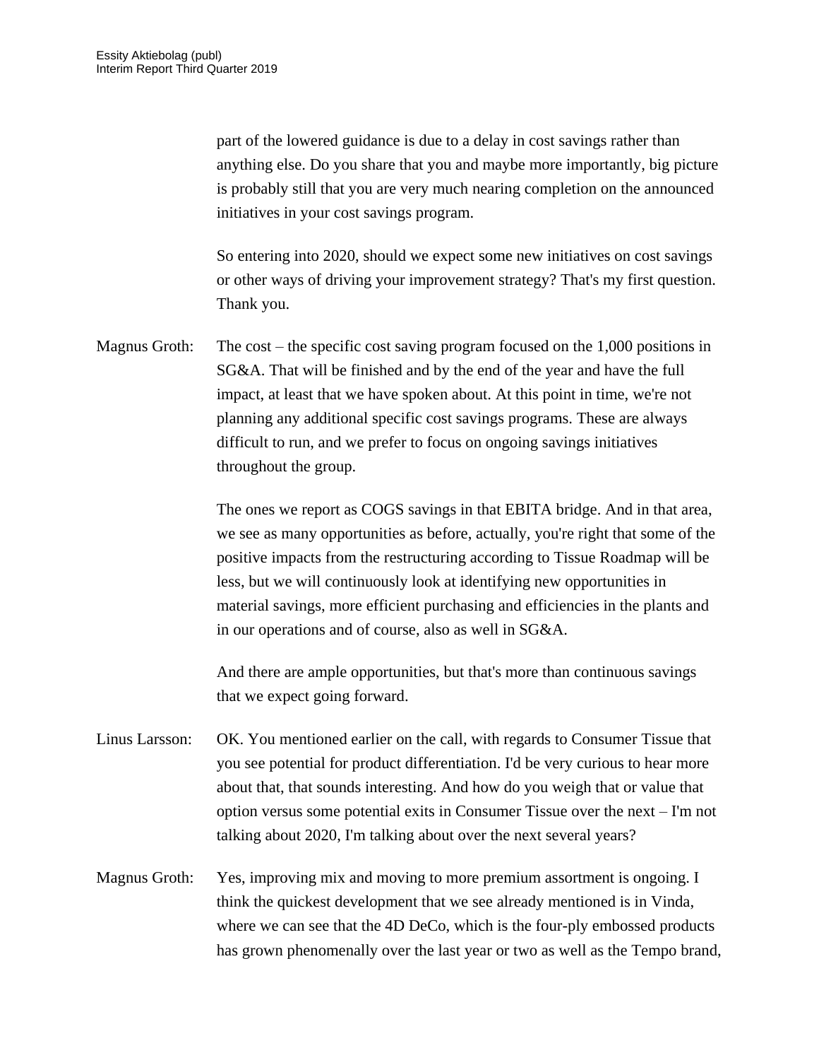part of the lowered guidance is due to a delay in cost savings rather than anything else. Do you share that you and maybe more importantly, big picture is probably still that you are very much nearing completion on the announced initiatives in your cost savings program.

So entering into 2020, should we expect some new initiatives on cost savings or other ways of driving your improvement strategy? That's my first question. Thank you.

Magnus Groth: The cost – the specific cost saving program focused on the 1,000 positions in SG&A. That will be finished and by the end of the year and have the full impact, at least that we have spoken about. At this point in time, we're not planning any additional specific cost savings programs. These are always difficult to run, and we prefer to focus on ongoing savings initiatives throughout the group.

The ones we report as COGS savings in that EBITA bridge. And in that area, we see as many opportunities as before, actually, you're right that some of the positive impacts from the restructuring according to Tissue Roadmap will be less, but we will continuously look at identifying new opportunities in material savings, more efficient purchasing and efficiencies in the plants and in our operations and of course, also as well in SG&A.

And there are ample opportunities, but that's more than continuous savings that we expect going forward.

Linus Larsson: OK. You mentioned earlier on the call, with regards to Consumer Tissue that you see potential for product differentiation. I'd be very curious to hear more about that, that sounds interesting. And how do you weigh that or value that option versus some potential exits in Consumer Tissue over the next – I'm not talking about 2020, I'm talking about over the next several years?

Magnus Groth: Yes, improving mix and moving to more premium assortment is ongoing. I think the quickest development that we see already mentioned is in Vinda, where we can see that the 4D DeCo, which is the four-ply embossed products has grown phenomenally over the last year or two as well as the Tempo brand,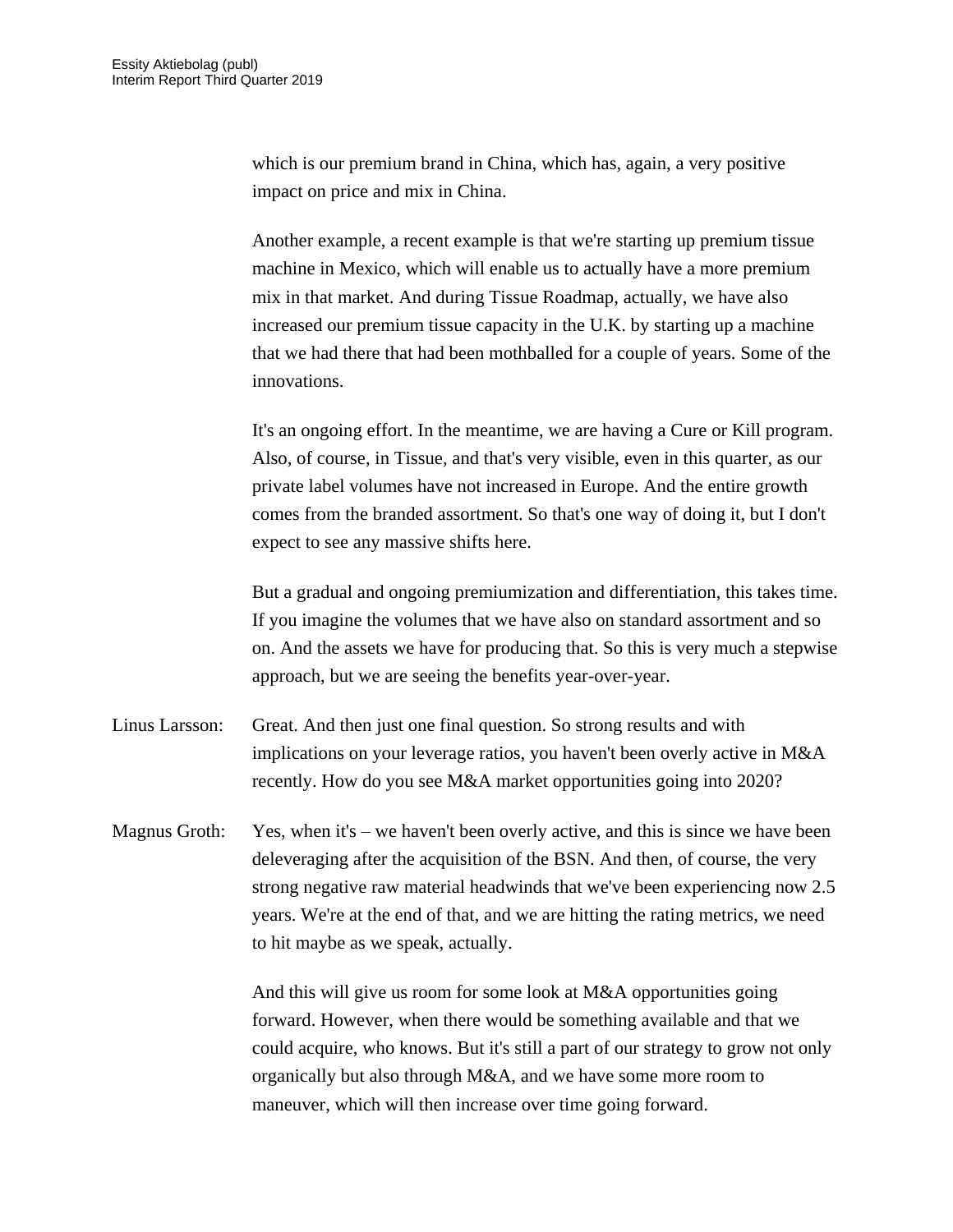which is our premium brand in China, which has, again, a very positive impact on price and mix in China.

Another example, a recent example is that we're starting up premium tissue machine in Mexico, which will enable us to actually have a more premium mix in that market. And during Tissue Roadmap, actually, we have also increased our premium tissue capacity in the U.K. by starting up a machine that we had there that had been mothballed for a couple of years. Some of the innovations.

It's an ongoing effort. In the meantime, we are having a Cure or Kill program. Also, of course, in Tissue, and that's very visible, even in this quarter, as our private label volumes have not increased in Europe. And the entire growth comes from the branded assortment. So that's one way of doing it, but I don't expect to see any massive shifts here.

But a gradual and ongoing premiumization and differentiation, this takes time. If you imagine the volumes that we have also on standard assortment and so on. And the assets we have for producing that. So this is very much a stepwise approach, but we are seeing the benefits year-over-year.

Linus Larsson: Great. And then just one final question. So strong results and with implications on your leverage ratios, you haven't been overly active in M&A recently. How do you see M&A market opportunities going into 2020?

Magnus Groth: Yes, when it's – we haven't been overly active, and this is since we have been deleveraging after the acquisition of the BSN. And then, of course, the very strong negative raw material headwinds that we've been experiencing now 2.5 years. We're at the end of that, and we are hitting the rating metrics, we need to hit maybe as we speak, actually.

And this will give us room for some look at M&A opportunities going forward. However, when there would be something available and that we could acquire, who knows. But it's still a part of our strategy to grow not only organically but also through M&A, and we have some more room to maneuver, which will then increase over time going forward.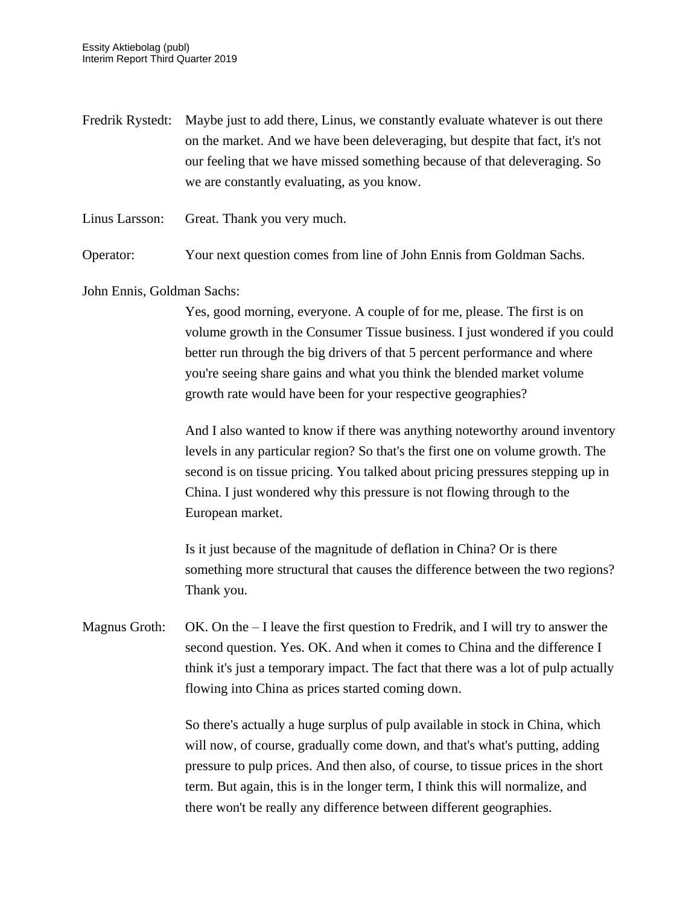Fredrik Rystedt: Maybe just to add there, Linus, we constantly evaluate whatever is out there on the market. And we have been deleveraging, but despite that fact, it's not our feeling that we have missed something because of that deleveraging. So we are constantly evaluating, as you know.

Linus Larsson: Great. Thank you very much.

Operator: Your next question comes from line of John Ennis from Goldman Sachs.

John Ennis, Goldman Sachs:

Yes, good morning, everyone. A couple of for me, please. The first is on volume growth in the Consumer Tissue business. I just wondered if you could better run through the big drivers of that 5 percent performance and where you're seeing share gains and what you think the blended market volume growth rate would have been for your respective geographies?

And I also wanted to know if there was anything noteworthy around inventory levels in any particular region? So that's the first one on volume growth. The second is on tissue pricing. You talked about pricing pressures stepping up in China. I just wondered why this pressure is not flowing through to the European market.

Is it just because of the magnitude of deflation in China? Or is there something more structural that causes the difference between the two regions? Thank you.

Magnus Groth: OK. On the – I leave the first question to Fredrik, and I will try to answer the second question. Yes. OK. And when it comes to China and the difference I think it's just a temporary impact. The fact that there was a lot of pulp actually flowing into China as prices started coming down.

So there's actually a huge surplus of pulp available in stock in China, which will now, of course, gradually come down, and that's what's putting, adding pressure to pulp prices. And then also, of course, to tissue prices in the short term. But again, this is in the longer term, I think this will normalize, and there won't be really any difference between different geographies.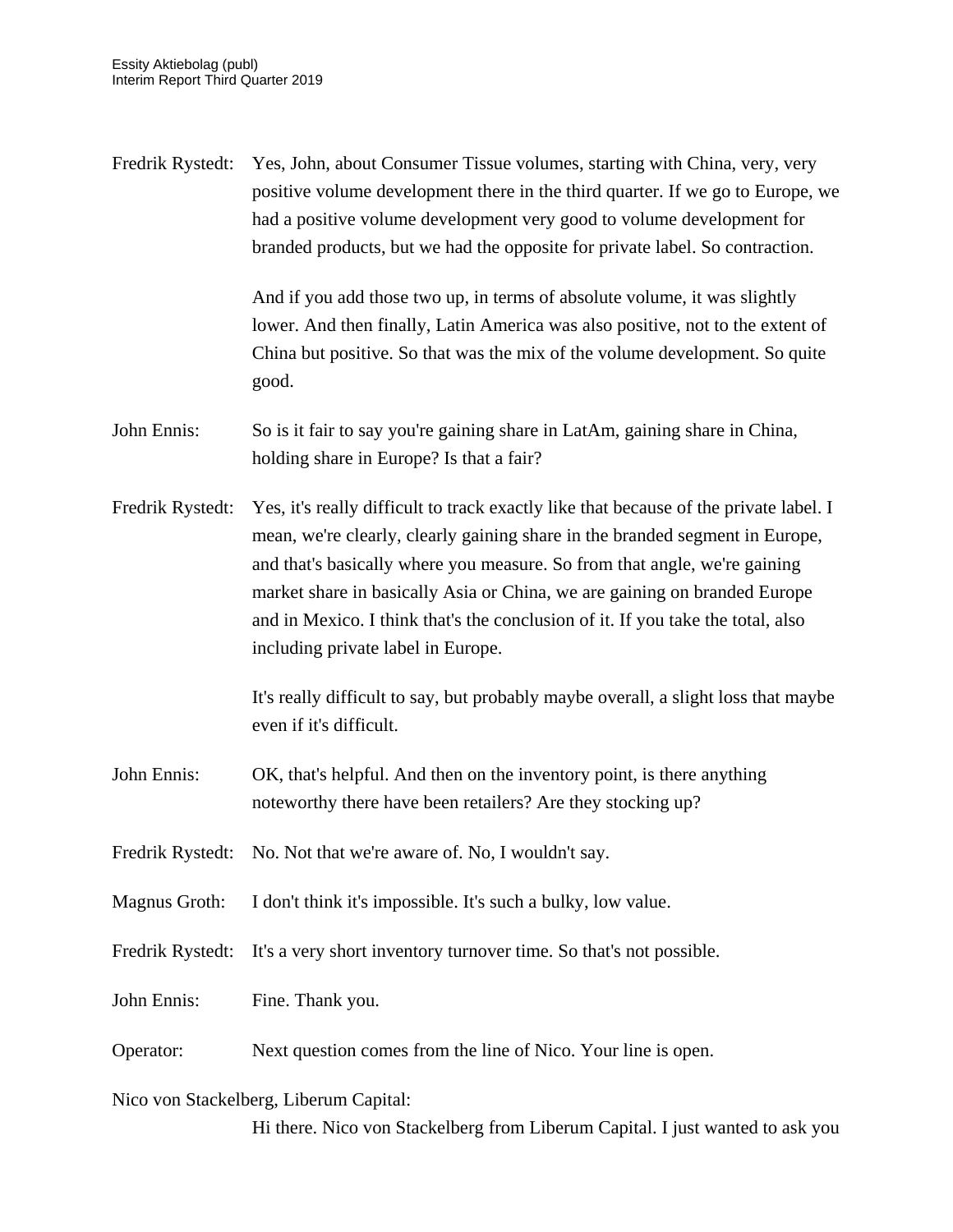Fredrik Rystedt: Yes, John, about Consumer Tissue volumes, starting with China, very, very positive volume development there in the third quarter. If we go to Europe, we had a positive volume development very good to volume development for branded products, but we had the opposite for private label. So contraction.

And if you add those two up, in terms of absolute volume, it was slightly lower. And then finally, Latin America was also positive, not to the extent of China but positive. So that was the mix of the volume development. So quite good.

John Ennis: So is it fair to say you're gaining share in LatAm, gaining share in China, holding share in Europe? Is that a fair?

Fredrik Rystedt: Yes, it's really difficult to track exactly like that because of the private label. I mean, we're clearly, clearly gaining share in the branded segment in Europe, and that's basically where you measure. So from that angle, we're gaining market share in basically Asia or China, we are gaining on branded Europe and in Mexico. I think that's the conclusion of it. If you take the total, also including private label in Europe.

It's really difficult to say, but probably maybe overall, a slight loss that maybe even if it's difficult.

John Ennis: OK, that's helpful. And then on the inventory point, is there anything noteworthy there have been retailers? Are they stocking up?

Fredrik Rystedt: No. Not that we're aware of. No, I wouldn't say.

Magnus Groth: I don't think it's impossible. It's such a bulky, low value.

Fredrik Rystedt: It's a very short inventory turnover time. So that's not possible.

John Ennis: Fine. Thank you.

Operator: Next question comes from the line of Nico. Your line is open.

Nico von Stackelberg, Liberum Capital:

Hi there. Nico von Stackelberg from Liberum Capital. I just wanted to ask you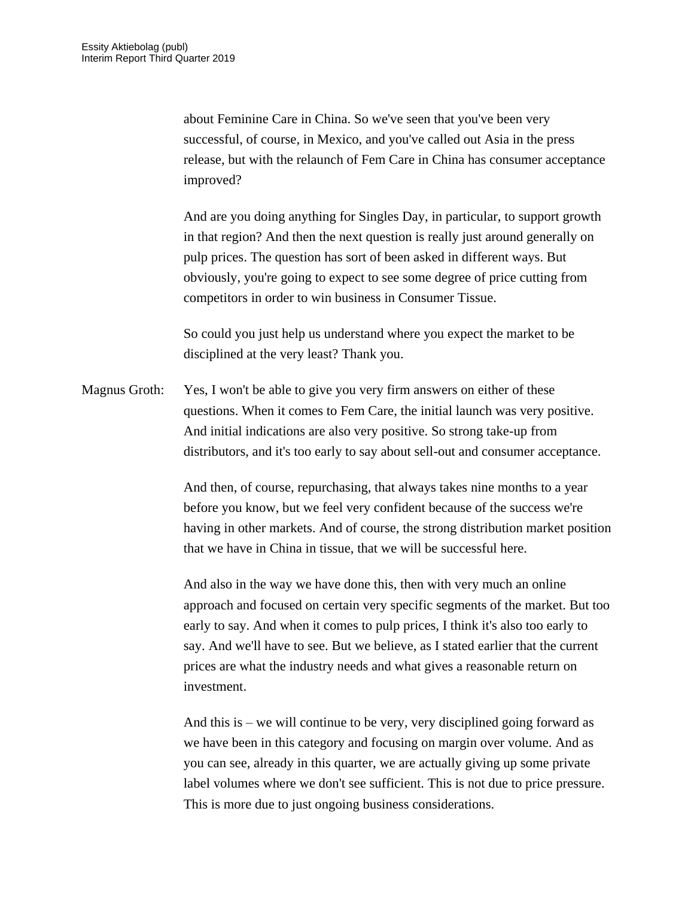about Feminine Care in China. So we've seen that you've been very successful, of course, in Mexico, and you've called out Asia in the press release, but with the relaunch of Fem Care in China has consumer acceptance improved?

And are you doing anything for Singles Day, in particular, to support growth in that region? And then the next question is really just around generally on pulp prices. The question has sort of been asked in different ways. But obviously, you're going to expect to see some degree of price cutting from competitors in order to win business in Consumer Tissue.

So could you just help us understand where you expect the market to be disciplined at the very least? Thank you.

Magnus Groth: Yes, I won't be able to give you very firm answers on either of these questions. When it comes to Fem Care, the initial launch was very positive. And initial indications are also very positive. So strong take-up from distributors, and it's too early to say about sell-out and consumer acceptance.

And then, of course, repurchasing, that always takes nine months to a year before you know, but we feel very confident because of the success we're having in other markets. And of course, the strong distribution market position that we have in China in tissue, that we will be successful here.

And also in the way we have done this, then with very much an online approach and focused on certain very specific segments of the market. But too early to say. And when it comes to pulp prices, I think it's also too early to say. And we'll have to see. But we believe, as I stated earlier that the current prices are what the industry needs and what gives a reasonable return on investment.

And this is – we will continue to be very, very disciplined going forward as we have been in this category and focusing on margin over volume. And as you can see, already in this quarter, we are actually giving up some private label volumes where we don't see sufficient. This is not due to price pressure. This is more due to just ongoing business considerations.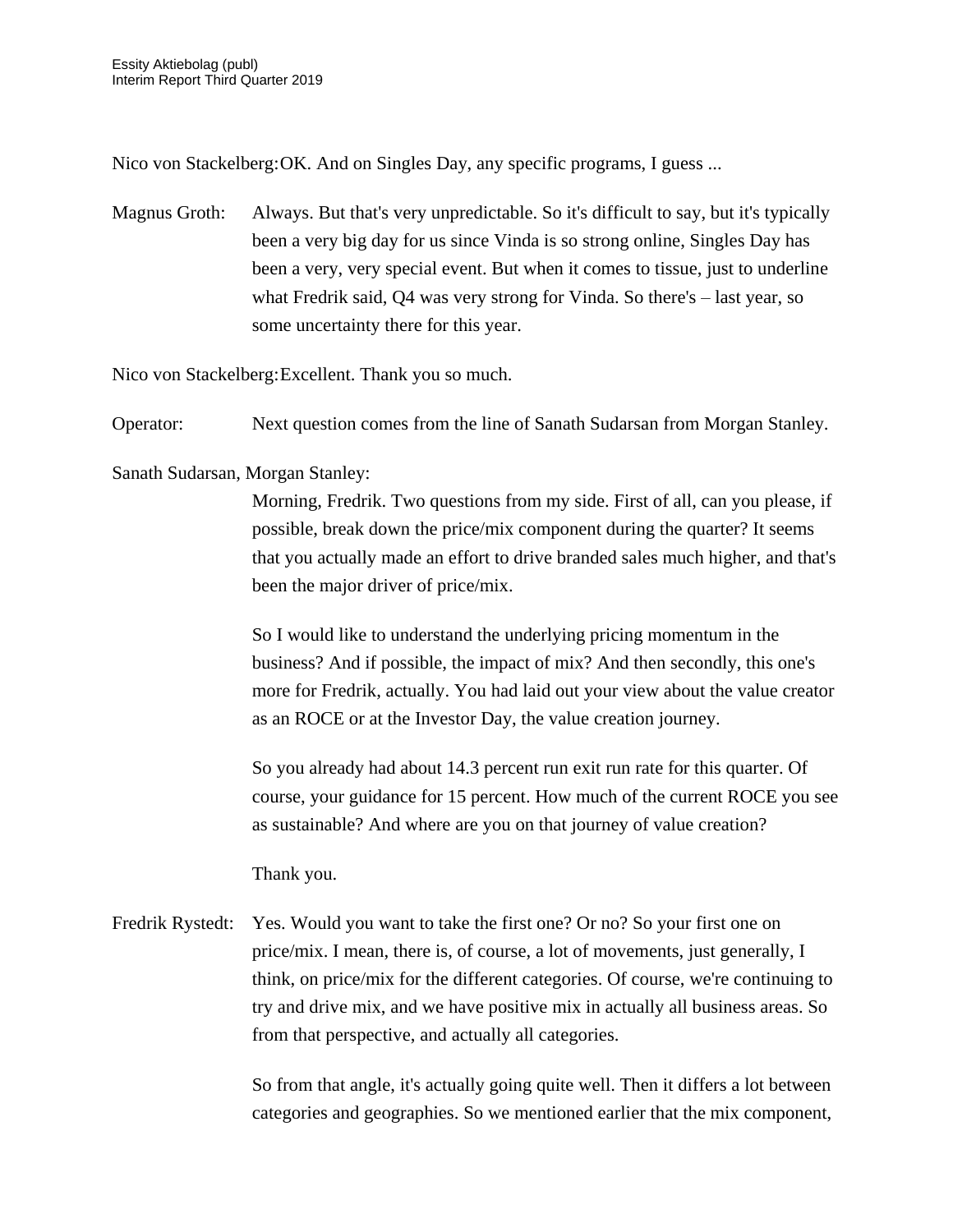Nico von Stackelberg: OK. And on Singles Day, any specific programs, I guess ...

Magnus Groth: Always. But that's very unpredictable. So it's difficult to say, but it's typically been a very big day for us since Vinda is so strong online, Singles Day has been a very, very special event. But when it comes to tissue, just to underline what Fredrik said, Q4 was very strong for Vinda. So there's – last year, so some uncertainty there for this year.

Nico von Stackelberg: Excellent. Thank you so much.

Operator: Next question comes from the line of Sanath Sudarsan from Morgan Stanley.

Sanath Sudarsan, Morgan Stanley:

Morning, Fredrik. Two questions from my side. First of all, can you please, if possible, break down the price/mix component during the quarter? It seems that you actually made an effort to drive branded sales much higher, and that's been the major driver of price/mix.

So I would like to understand the underlying pricing momentum in the business? And if possible, the impact of mix? And then secondly, this one's more for Fredrik, actually. You had laid out your view about the value creator as an ROCE or at the Investor Day, the value creation journey.

So you already had about 14.3 percent run exit run rate for this quarter. Of course, your guidance for 15 percent. How much of the current ROCE you see as sustainable? And where are you on that journey of value creation?

Thank you.

Fredrik Rystedt: Yes. Would you want to take the first one? Or no? So your first one on price/mix. I mean, there is, of course, a lot of movements, just generally, I think, on price/mix for the different categories. Of course, we're continuing to try and drive mix, and we have positive mix in actually all business areas. So from that perspective, and actually all categories.

So from that angle, it's actually going quite well. Then it differs a lot between categories and geographies. So we mentioned earlier that the mix component,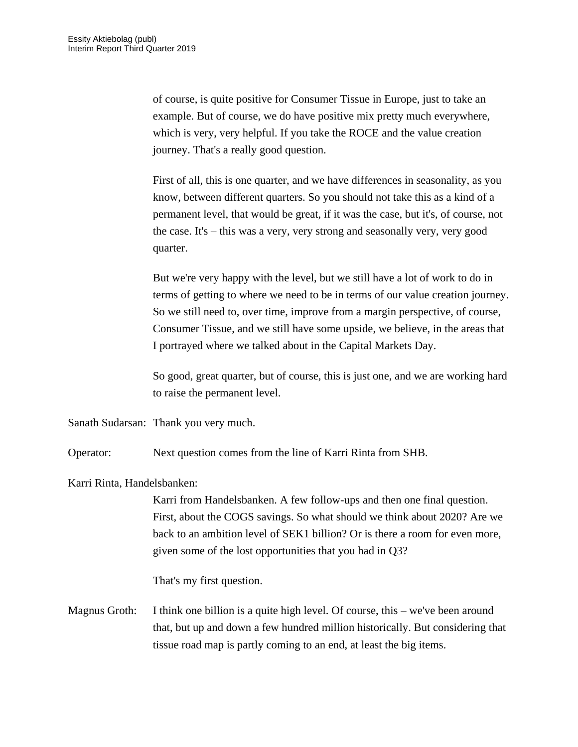of course, is quite positive for Consumer Tissue in Europe, just to take an example. But of course, we do have positive mix pretty much everywhere, which is very, very helpful. If you take the ROCE and the value creation journey. That's a really good question.

First of all, this is one quarter, and we have differences in seasonality, as you know, between different quarters. So you should not take this as a kind of a permanent level, that would be great, if it was the case, but it's, of course, not the case. It's – this was a very, very strong and seasonally very, very good quarter.

But we're very happy with the level, but we still have a lot of work to do in terms of getting to where we need to be in terms of our value creation journey. So we still need to, over time, improve from a margin perspective, of course, Consumer Tissue, and we still have some upside, we believe, in the areas that I portrayed where we talked about in the Capital Markets Day.

So good, great quarter, but of course, this is just one, and we are working hard to raise the permanent level.

Sanath Sudarsan: Thank you very much.

Operator: Next question comes from the line of Karri Rinta from SHB.

Karri Rinta, Handelsbanken:

Karri from Handelsbanken. A few follow-ups and then one final question. First, about the COGS savings. So what should we think about 2020? Are we back to an ambition level of SEK1 billion? Or is there a room for even more, given some of the lost opportunities that you had in Q3?

That's my first question.

Magnus Groth: I think one billion is a quite high level. Of course, this – we've been around that, but up and down a few hundred million historically. But considering that tissue road map is partly coming to an end, at least the big items.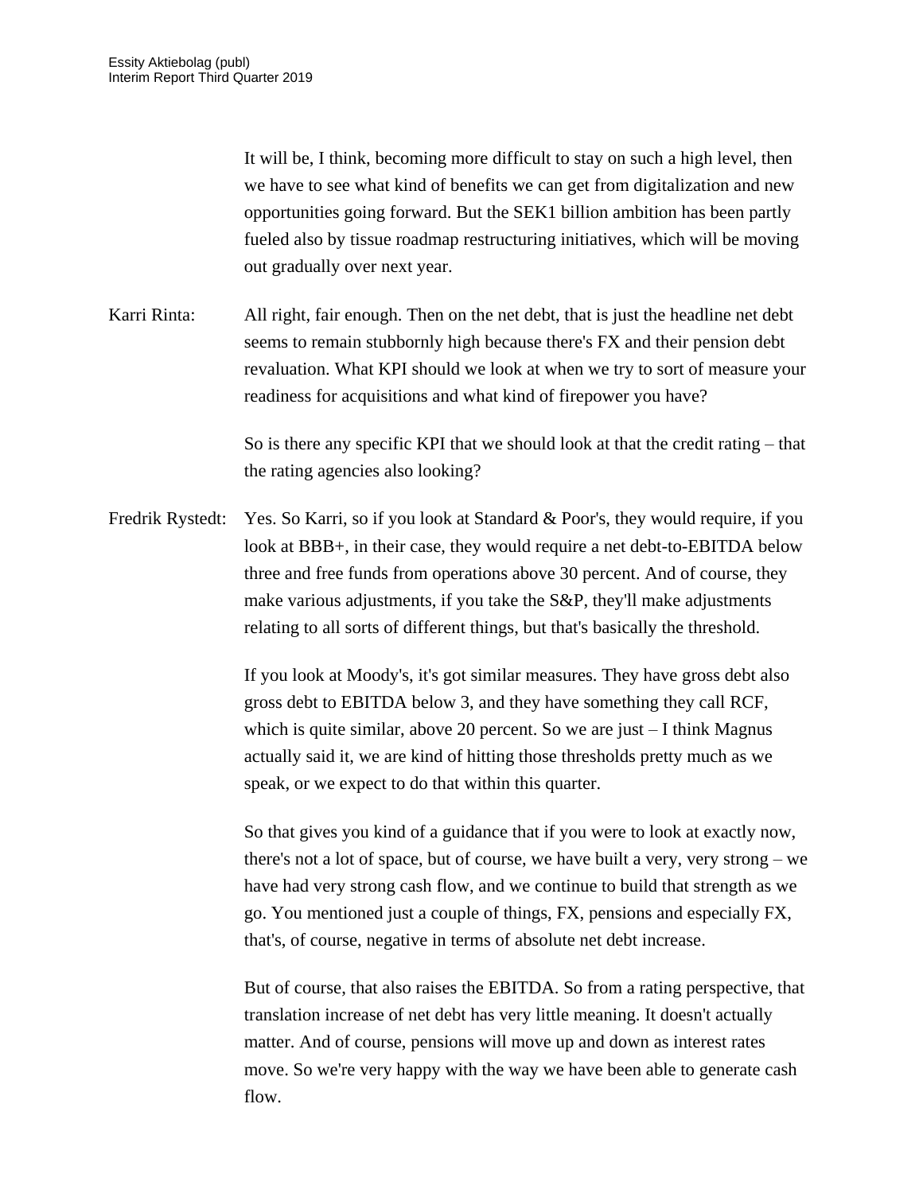It will be, I think, becoming more difficult to stay on such a high level, then we have to see what kind of benefits we can get from digitalization and new opportunities going forward. But the SEK1 billion ambition has been partly fueled also by tissue roadmap restructuring initiatives, which will be moving out gradually over next year.

Karri Rinta: All right, fair enough. Then on the net debt, that is just the headline net debt seems to remain stubbornly high because there's FX and their pension debt revaluation. What KPI should we look at when we try to sort of measure your readiness for acquisitions and what kind of firepower you have?

So is there any specific KPI that we should look at that the credit rating – that the rating agencies also looking?

Fredrik Rystedt: Yes. So Karri, so if you look at Standard & Poor's, they would require, if you look at BBB+, in their case, they would require a net debt-to-EBITDA below three and free funds from operations above 30 percent. And of course, they make various adjustments, if you take the S&P, they'll make adjustments relating to all sorts of different things, but that's basically the threshold.

If you look at Moody's, it's got similar measures. They have gross debt also gross debt to EBITDA below 3, and they have something they call RCF, which is quite similar, above 20 percent. So we are just – I think Magnus actually said it, we are kind of hitting those thresholds pretty much as we speak, or we expect to do that within this quarter.

So that gives you kind of a guidance that if you were to look at exactly now, there's not a lot of space, but of course, we have built a very, very strong – we have had very strong cash flow, and we continue to build that strength as we go. You mentioned just a couple of things, FX, pensions and especially FX, that's, of course, negative in terms of absolute net debt increase.

But of course, that also raises the EBITDA. So from a rating perspective, that translation increase of net debt has very little meaning. It doesn't actually matter. And of course, pensions will move up and down as interest rates move. So we're very happy with the way we have been able to generate cash flow.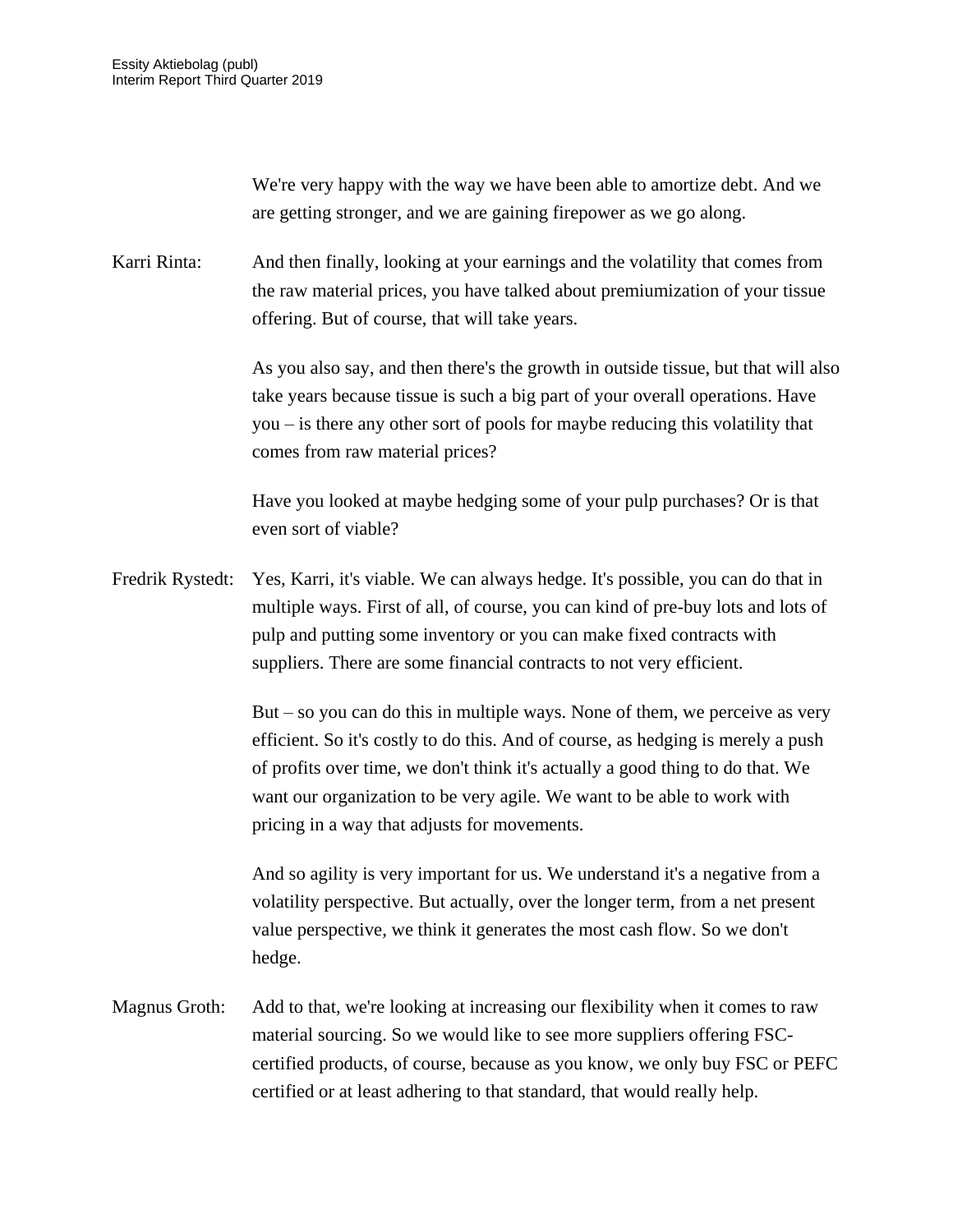We're very happy with the way we have been able to amortize debt. And we are getting stronger, and we are gaining firepower as we go along.

Karri Rinta: And then finally, looking at your earnings and the volatility that comes from the raw material prices, you have talked about premiumization of your tissue offering. But of course, that will take years.

As you also say, and then there's the growth in outside tissue, but that will also take years because tissue is such a big part of your overall operations. Have you – is there any other sort of pools for maybe reducing this volatility that comes from raw material prices?

Have you looked at maybe hedging some of your pulp purchases? Or is that even sort of viable?

Fredrik Rystedt: Yes, Karri, it's viable. We can always hedge. It's possible, you can do that in multiple ways. First of all, of course, you can kind of pre-buy lots and lots of pulp and putting some inventory or you can make fixed contracts with suppliers. There are some financial contracts to not very efficient.

But – so you can do this in multiple ways. None of them, we perceive as very efficient. So it's costly to do this. And of course, as hedging is merely a push of profits over time, we don't think it's actually a good thing to do that. We want our organization to be very agile. We want to be able to work with pricing in a way that adjusts for movements.

And so agility is very important for us. We understand it's a negative from a volatility perspective. But actually, over the longer term, from a net present value perspective, we think it generates the most cash flow. So we don't hedge.

Magnus Groth: Add to that, we're looking at increasing our flexibility when it comes to raw material sourcing. So we would like to see more suppliers offering FSC-certified products, of course, because as you know, we only buy FSC or PEFC certified or at least adhering to that standard, that would really help.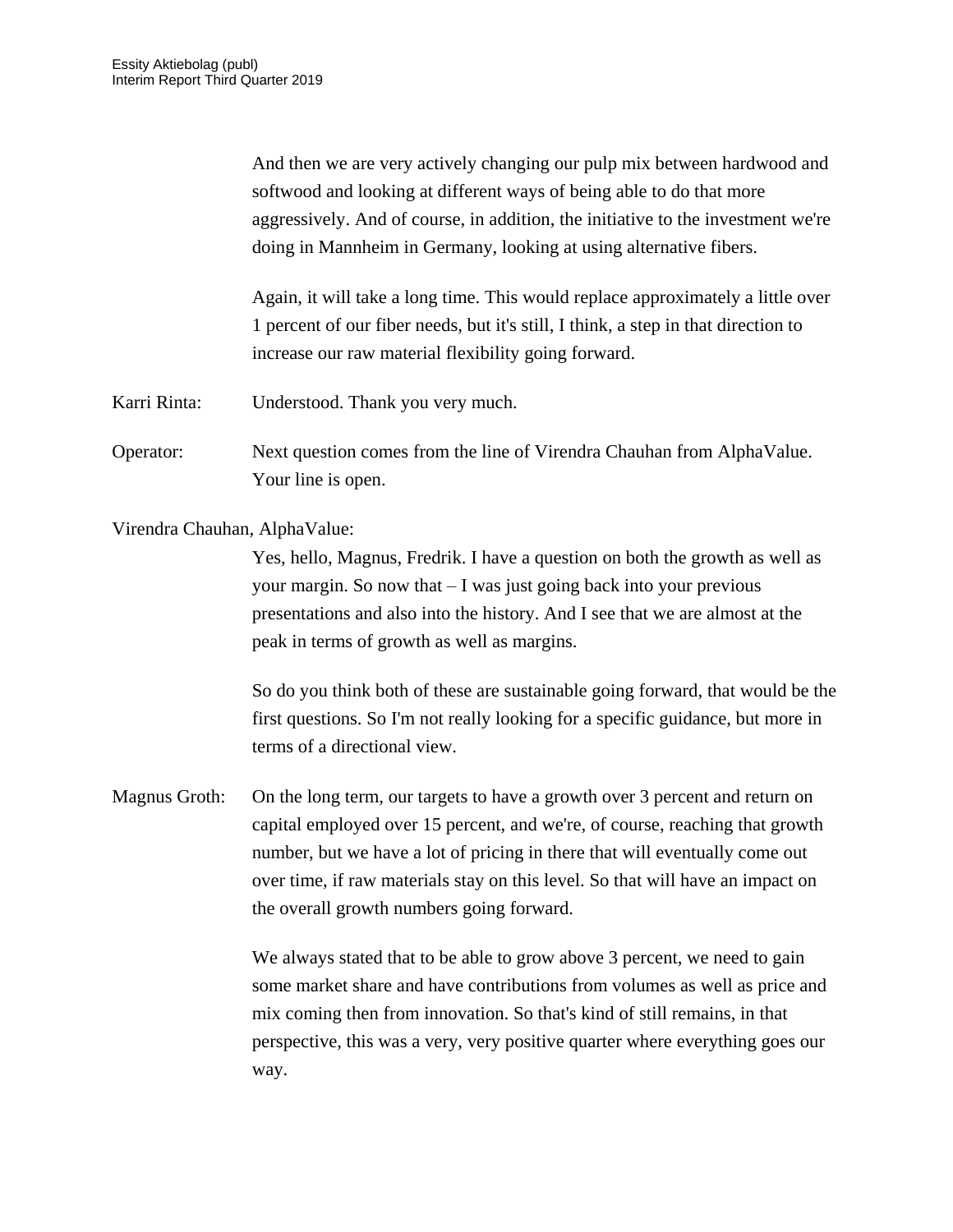And then we are very actively changing our pulp mix between hardwood and softwood and looking at different ways of being able to do that more aggressively. And of course, in addition, the initiative to the investment we're doing in Mannheim in Germany, looking at using alternative fibers.

Again, it will take a long time. This would replace approximately a little over 1 percent of our fiber needs, but it's still, I think, a step in that direction to increase our raw material flexibility going forward.

Karri Rinta: Understood. Thank you very much.

Operator: Next question comes from the line of Virendra Chauhan from AlphaValue. Your line is open.

Virendra Chauhan, AlphaValue:

Yes, hello, Magnus, Fredrik. I have a question on both the growth as well as your margin. So now that – I was just going back into your previous presentations and also into the history. And I see that we are almost at the peak in terms of growth as well as margins.

So do you think both of these are sustainable going forward, that would be the first questions. So I'm not really looking for a specific guidance, but more in terms of a directional view.

Magnus Groth: On the long term, our targets to have a growth over 3 percent and return on capital employed over 15 percent, and we're, of course, reaching that growth number, but we have a lot of pricing in there that will eventually come out over time, if raw materials stay on this level. So that will have an impact on the overall growth numbers going forward.

We always stated that to be able to grow above 3 percent, we need to gain some market share and have contributions from volumes as well as price and mix coming then from innovation. So that's kind of still remains, in that perspective, this was a very, very positive quarter where everything goes our way.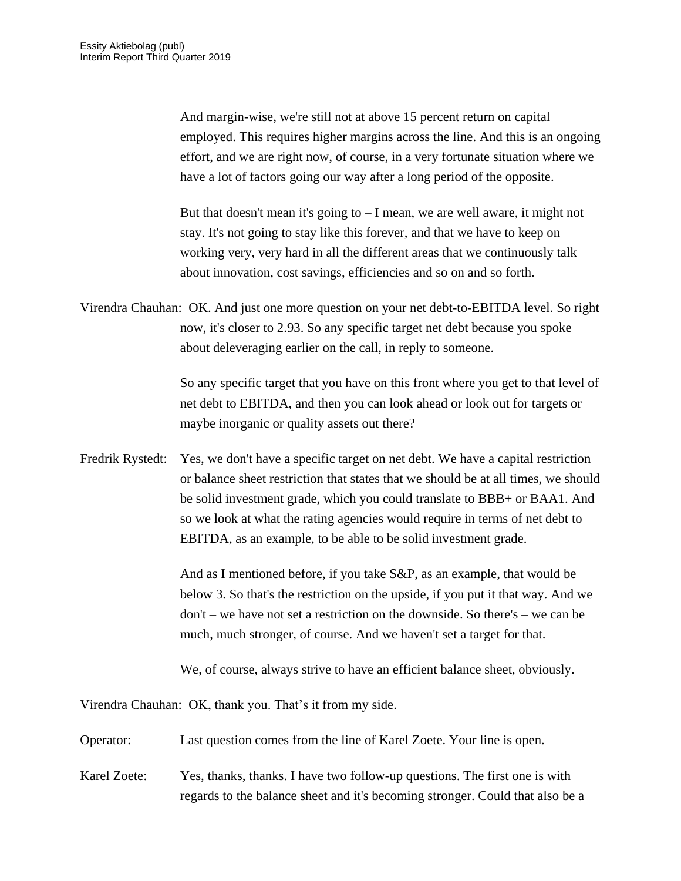And margin-wise, we're still not at above 15 percent return on capital employed. This requires higher margins across the line. And this is an ongoing effort, and we are right now, of course, in a very fortunate situation where we have a lot of factors going our way after a long period of the opposite.

But that doesn't mean it's going to – I mean, we are well aware, it might not stay. It's not going to stay like this forever, and that we have to keep on working very, very hard in all the different areas that we continuously talk about innovation, cost savings, efficiencies and so on and so forth.

Virendra Chauhan: OK. And just one more question on your net debt-to-EBITDA level. So right now, it's closer to 2.93. So any specific target net debt because you spoke about deleveraging earlier on the call, in reply to someone.

So any specific target that you have on this front where you get to that level of net debt to EBITDA, and then you can look ahead or look out for targets or maybe inorganic or quality assets out there?

Fredrik Rystedt: Yes, we don't have a specific target on net debt. We have a capital restriction or balance sheet restriction that states that we should be at all times, we should be solid investment grade, which you could translate to BBB+ or BAA1. And so we look at what the rating agencies would require in terms of net debt to EBITDA, as an example, to be able to be solid investment grade.

And as I mentioned before, if you take S&P, as an example, that would be below 3. So that's the restriction on the upside, if you put it that way. And we don't – we have not set a restriction on the downside. So there's – we can be much, much stronger, of course. And we haven't set a target for that.

We, of course, always strive to have an efficient balance sheet, obviously.

Virendra Chauhan: OK, thank you. That's it from my side.

Operator: Last question comes from the line of Karel Zoete. Your line is open.

Karel Zoete: Yes, thanks, thanks. I have two follow-up questions. The first one is with regards to the balance sheet and it's becoming stronger. Could that also be a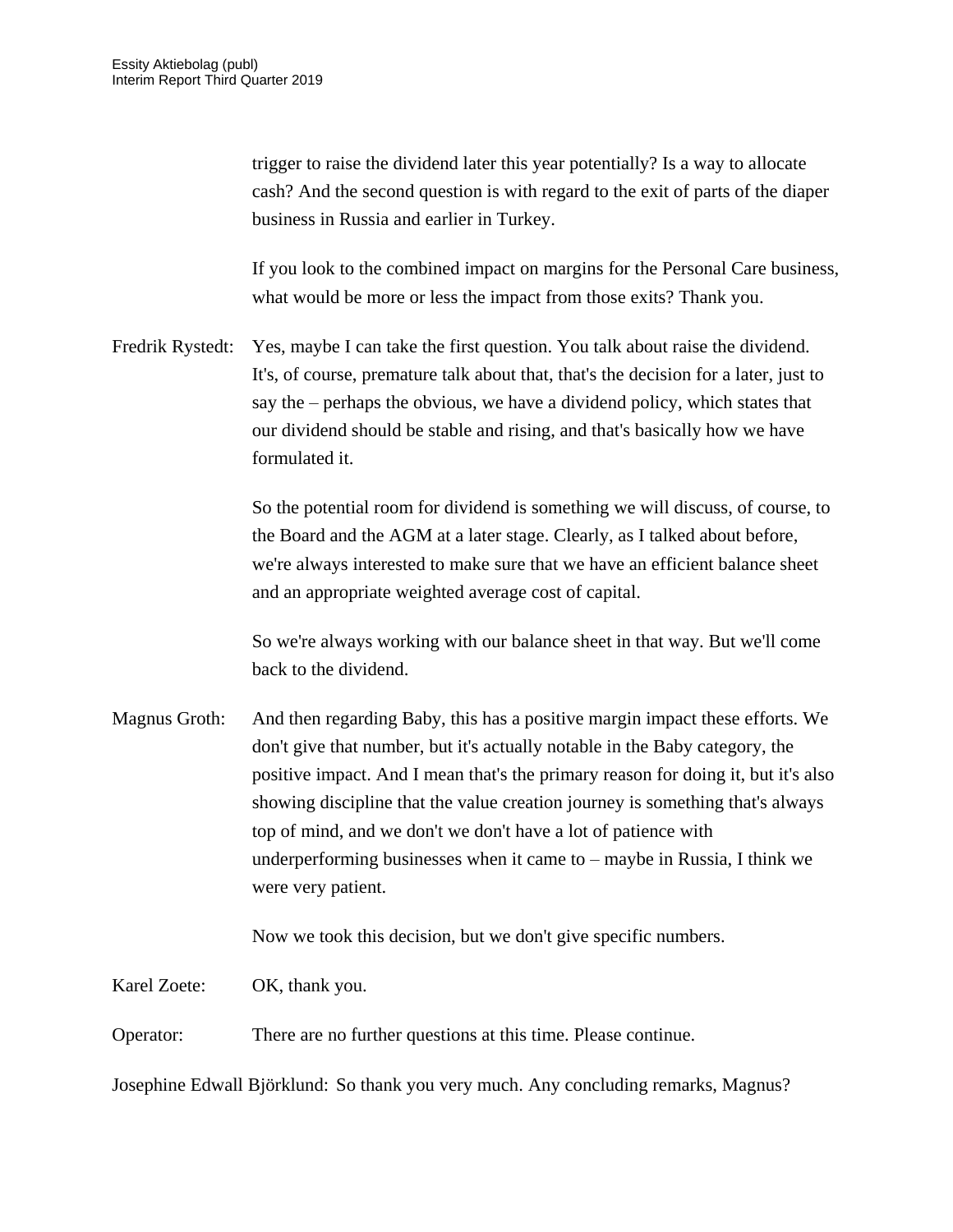trigger to raise the dividend later this year potentially? Is a way to allocate cash? And the second question is with regard to the exit of parts of the diaper business in Russia and earlier in Turkey.

If you look to the combined impact on margins for the Personal Care business, what would be more or less the impact from those exits? Thank you.

Fredrik Rystedt: Yes, maybe I can take the first question. You talk about raise the dividend. It's, of course, premature talk about that, that's the decision for a later, just to say the – perhaps the obvious, we have a dividend policy, which states that our dividend should be stable and rising, and that's basically how we have formulated it.

So the potential room for dividend is something we will discuss, of course, to the Board and the AGM at a later stage. Clearly, as I talked about before, we're always interested to make sure that we have an efficient balance sheet and an appropriate weighted average cost of capital.

So we're always working with our balance sheet in that way. But we'll come back to the dividend.

Magnus Groth: And then regarding Baby, this has a positive margin impact these efforts. We don't give that number, but it's actually notable in the Baby category, the positive impact. And I mean that's the primary reason for doing it, but it's also showing discipline that the value creation journey is something that's always top of mind, and we don't we don't have a lot of patience with underperforming businesses when it came to – maybe in Russia, I think we were very patient.

Now we took this decision, but we don't give specific numbers.

Karel Zoete: OK, thank you.

Operator: There are no further questions at this time. Please continue.

Josephine Edwall Björklund: So thank you very much. Any concluding remarks, Magnus?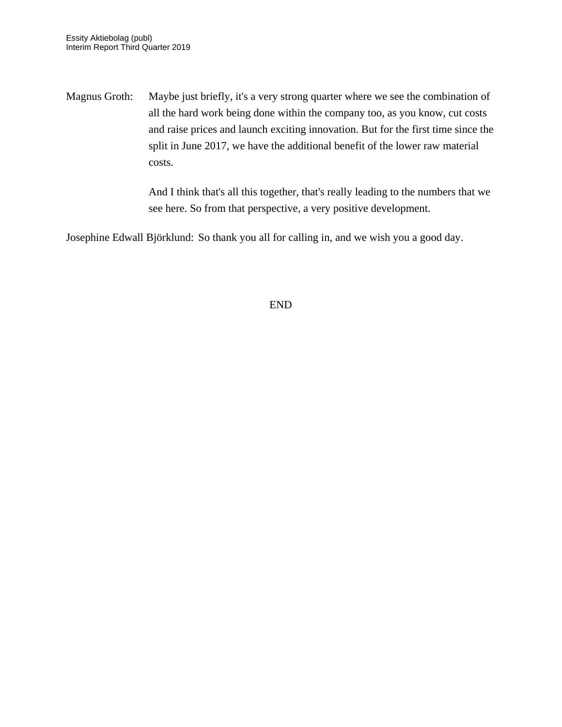Magnus Groth: Maybe just briefly, it's a very strong quarter where we see the combination of all the hard work being done within the company too, as you know, cut costs and raise prices and launch exciting innovation. But for the first time since the split in June 2017, we have the additional benefit of the lower raw material costs.

And I think that's all this together, that's really leading to the numbers that we see here. So from that perspective, a very positive development.

Josephine Edwall Björklund: So thank you all for calling in, and we wish you a good day.

END